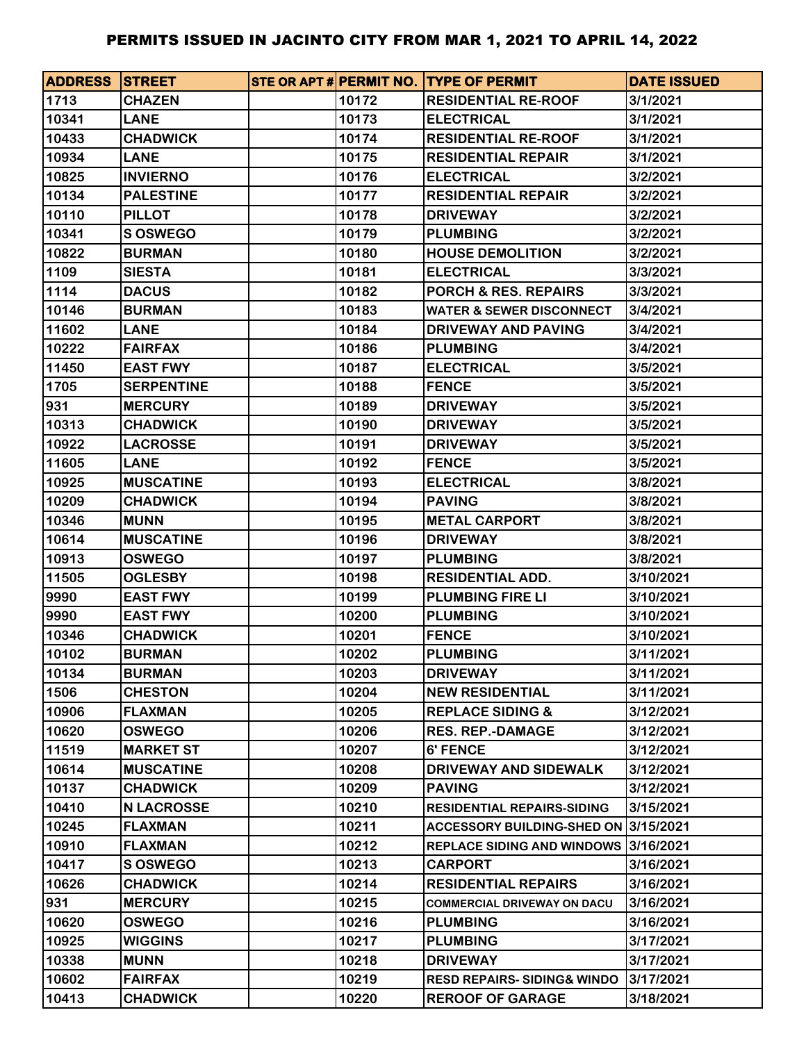# PERMITS ISSUED IN JACINTO CITY FROM MAR 1, 2021 TO APRIL 14, 2022

| ADDRESS | STREET | STE OR APT # | PERMIT NO. | TYPE OF PERMIT | DATE ISSUED |
|---|---|---|---|---|---|
| 1713 | CHAZEN | | 10172 | RESIDENTIAL RE-ROOF | 3/1/2021 |
| 10341 | LANE | | 10173 | ELECTRICAL | 3/1/2021 |
| 10433 | CHADWICK | | 10174 | RESIDENTIAL RE-ROOF | 3/1/2021 |
| 10934 | LANE | | 10175 | RESIDENTIAL REPAIR | 3/1/2021 |
| 10825 | INVIERNO | | 10176 | ELECTRICAL | 3/2/2021 |
| 10134 | PALESTINE | | 10177 | RESIDENTIAL REPAIR | 3/2/2021 |
| 10110 | PILLOT | | 10178 | DRIVEWAY | 3/2/2021 |
| 10341 | S OSWEGO | | 10179 | PLUMBING | 3/2/2021 |
| 10822 | BURMAN | | 10180 | HOUSE DEMOLITION | 3/2/2021 |
| 1109 | SIESTA | | 10181 | ELECTRICAL | 3/3/2021 |
| 1114 | DACUS | | 10182 | PORCH & RES. REPAIRS | 3/3/2021 |
| 10146 | BURMAN | | 10183 | WATER & SEWER DISCONNECT | 3/4/2021 |
| 11602 | LANE | | 10184 | DRIVEWAY AND PAVING | 3/4/2021 |
| 10222 | FAIRFAX | | 10186 | PLUMBING | 3/4/2021 |
| 11450 | EAST FWY | | 10187 | ELECTRICAL | 3/5/2021 |
| 1705 | SERPENTINE | | 10188 | FENCE | 3/5/2021 |
| 931 | MERCURY | | 10189 | DRIVEWAY | 3/5/2021 |
| 10313 | CHADWICK | | 10190 | DRIVEWAY | 3/5/2021 |
| 10922 | LACROSSE | | 10191 | DRIVEWAY | 3/5/2021 |
| 11605 | LANE | | 10192 | FENCE | 3/5/2021 |
| 10925 | MUSCATINE | | 10193 | ELECTRICAL | 3/8/2021 |
| 10209 | CHADWICK | | 10194 | PAVING | 3/8/2021 |
| 10346 | MUNN | | 10195 | METAL CARPORT | 3/8/2021 |
| 10614 | MUSCATINE | | 10196 | DRIVEWAY | 3/8/2021 |
| 10913 | OSWEGO | | 10197 | PLUMBING | 3/8/2021 |
| 11505 | OGLESBY | | 10198 | RESIDENTIAL ADD. | 3/10/2021 |
| 9990 | EAST FWY | | 10199 | PLUMBING FIRE LI | 3/10/2021 |
| 9990 | EAST FWY | | 10200 | PLUMBING | 3/10/2021 |
| 10346 | CHADWICK | | 10201 | FENCE | 3/10/2021 |
| 10102 | BURMAN | | 10202 | PLUMBING | 3/11/2021 |
| 10134 | BURMAN | | 10203 | DRIVEWAY | 3/11/2021 |
| 1506 | CHESTON | | 10204 | NEW RESIDENTIAL | 3/11/2021 |
| 10906 | FLAXMAN | | 10205 | REPLACE SIDING & | 3/12/2021 |
| 10620 | OSWEGO | | 10206 | RES. REP.-DAMAGE | 3/12/2021 |
| 11519 | MARKET ST | | 10207 | 6' FENCE | 3/12/2021 |
| 10614 | MUSCATINE | | 10208 | DRIVEWAY AND SIDEWALK | 3/12/2021 |
| 10137 | CHADWICK | | 10209 | PAVING | 3/12/2021 |
| 10410 | N LACROSSE | | 10210 | RESIDENTIAL REPAIRS-SIDING | 3/15/2021 |
| 10245 | FLAXMAN | | 10211 | ACCESSORY BUILDING-SHED ON | 3/15/2021 |
| 10910 | FLAXMAN | | 10212 | REPLACE SIDING AND WINDOWS | 3/16/2021 |
| 10417 | S OSWEGO | | 10213 | CARPORT | 3/16/2021 |
| 10626 | CHADWICK | | 10214 | RESIDENTIAL REPAIRS | 3/16/2021 |
| 931 | MERCURY | | 10215 | COMMERCIAL DRIVEWAY ON DACU | 3/16/2021 |
| 10620 | OSWEGO | | 10216 | PLUMBING | 3/16/2021 |
| 10925 | WIGGINS | | 10217 | PLUMBING | 3/17/2021 |
| 10338 | MUNN | | 10218 | DRIVEWAY | 3/17/2021 |
| 10602 | FAIRFAX | | 10219 | RESD REPAIRS- SIDING& WINDO | 3/17/2021 |
| 10413 | CHADWICK | | 10220 | REROOF OF GARAGE | 3/18/2021 |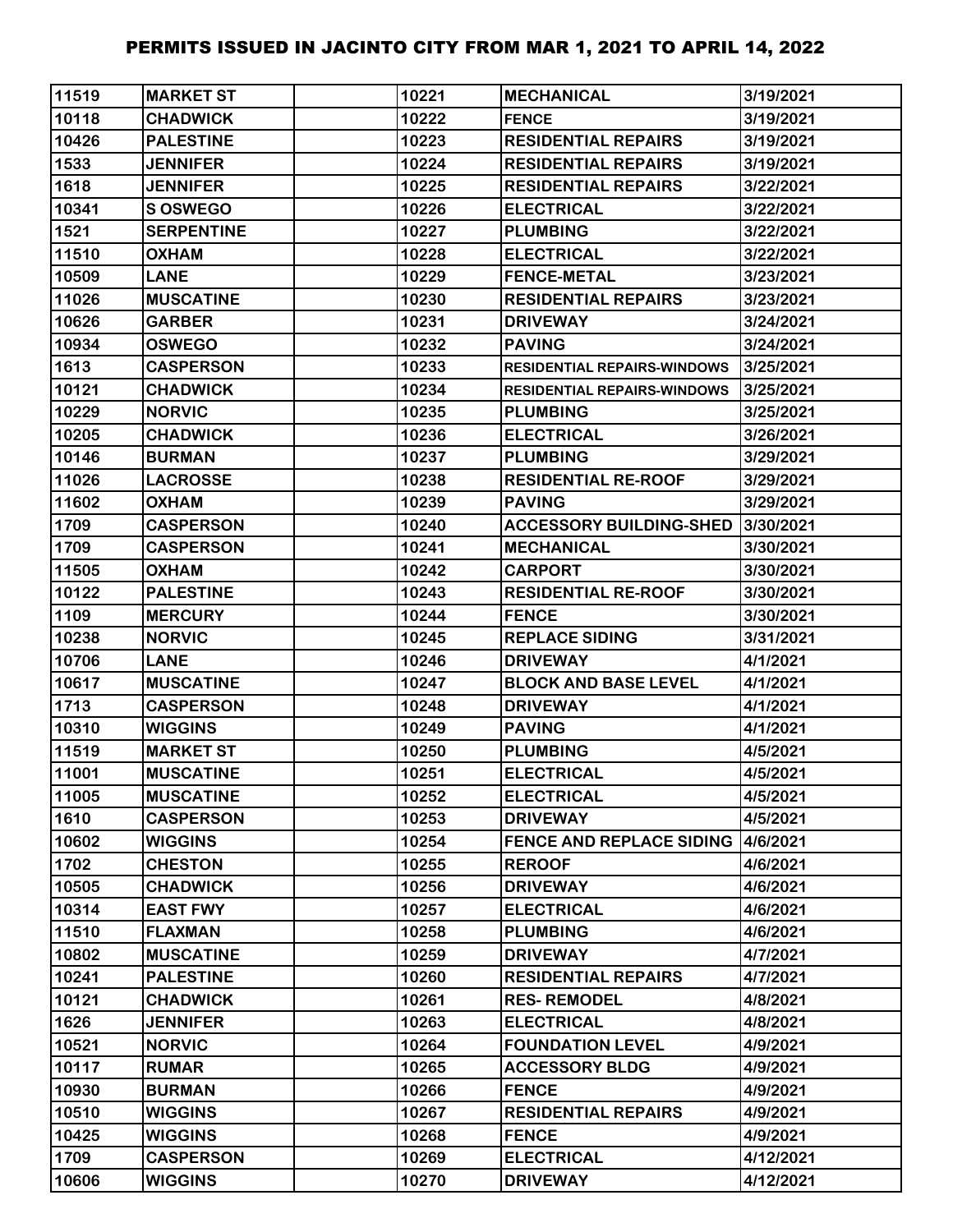| 11519 | MARKET ST | | 10221 | MECHANICAL | 3/19/2021 |
|---|---|---|---|---|---|
| 10118 | CHADWICK | | 10222 | FENCE | 3/19/2021 |
| 10426 | PALESTINE | | 10223 | RESIDENTIAL REPAIRS | 3/19/2021 |
| 1533 | JENNIFER | | 10224 | RESIDENTIAL REPAIRS | 3/19/2021 |
| 1618 | JENNIFER | | 10225 | RESIDENTIAL REPAIRS | 3/22/2021 |
| 10341 | S OSWEGO | | 10226 | ELECTRICAL | 3/22/2021 |
| 1521 | SERPENTINE | | 10227 | PLUMBING | 3/22/2021 |
| 11510 | OXHAM | | 10228 | ELECTRICAL | 3/22/2021 |
| 10509 | LANE | | 10229 | FENCE-METAL | 3/23/2021 |
| 11026 | MUSCATINE | | 10230 | RESIDENTIAL REPAIRS | 3/23/2021 |
| 10626 | GARBER | | 10231 | DRIVEWAY | 3/24/2021 |
| 10934 | OSWEGO | | 10232 | PAVING | 3/24/2021 |
| 1613 | CASPERSON | | 10233 | RESIDENTIAL REPAIRS-WINDOWS | 3/25/2021 |
| 10121 | CHADWICK | | 10234 | RESIDENTIAL REPAIRS-WINDOWS | 3/25/2021 |
| 10229 | NORVIC | | 10235 | PLUMBING | 3/25/2021 |
| 10205 | CHADWICK | | 10236 | ELECTRICAL | 3/26/2021 |
| 10146 | BURMAN | | 10237 | PLUMBING | 3/29/2021 |
| 11026 | LACROSSE | | 10238 | RESIDENTIAL RE-ROOF | 3/29/2021 |
| 11602 | OXHAM | | 10239 | PAVING | 3/29/2021 |
| 1709 | CASPERSON | | 10240 | ACCESSORY BUILDING-SHED | 3/30/2021 |
| 1709 | CASPERSON | | 10241 | MECHANICAL | 3/30/2021 |
| 11505 | OXHAM | | 10242 | CARPORT | 3/30/2021 |
| 10122 | PALESTINE | | 10243 | RESIDENTIAL RE-ROOF | 3/30/2021 |
| 1109 | MERCURY | | 10244 | FENCE | 3/30/2021 |
| 10238 | NORVIC | | 10245 | REPLACE SIDING | 3/31/2021 |
| 10706 | LANE | | 10246 | DRIVEWAY | 4/1/2021 |
| 10617 | MUSCATINE | | 10247 | BLOCK AND BASE LEVEL | 4/1/2021 |
| 1713 | CASPERSON | | 10248 | DRIVEWAY | 4/1/2021 |
| 10310 | WIGGINS | | 10249 | PAVING | 4/1/2021 |
| 11519 | MARKET ST | | 10250 | PLUMBING | 4/5/2021 |
| 11001 | MUSCATINE | | 10251 | ELECTRICAL | 4/5/2021 |
| 11005 | MUSCATINE | | 10252 | ELECTRICAL | 4/5/2021 |
| 1610 | CASPERSON | | 10253 | DRIVEWAY | 4/5/2021 |
| 10602 | WIGGINS | | 10254 | FENCE AND REPLACE SIDING | 4/6/2021 |
| 1702 | CHESTON | | 10255 | REROOF | 4/6/2021 |
| 10505 | CHADWICK | | 10256 | DRIVEWAY | 4/6/2021 |
| 10314 | EAST FWY | | 10257 | ELECTRICAL | 4/6/2021 |
| 11510 | FLAXMAN | | 10258 | PLUMBING | 4/6/2021 |
| 10802 | MUSCATINE | | 10259 | DRIVEWAY | 4/7/2021 |
| 10241 | PALESTINE | | 10260 | RESIDENTIAL REPAIRS | 4/7/2021 |
| 10121 | CHADWICK | | 10261 | RES- REMODEL | 4/8/2021 |
| 1626 | JENNIFER | | 10263 | ELECTRICAL | 4/8/2021 |
| 10521 | NORVIC | | 10264 | FOUNDATION LEVEL | 4/9/2021 |
| 10117 | RUMAR | | 10265 | ACCESSORY BLDG | 4/9/2021 |
| 10930 | BURMAN | | 10266 | FENCE | 4/9/2021 |
| 10510 | WIGGINS | | 10267 | RESIDENTIAL REPAIRS | 4/9/2021 |
| 10425 | WIGGINS | | 10268 | FENCE | 4/9/2021 |
| 1709 | CASPERSON | | 10269 | ELECTRICAL | 4/12/2021 |
| 10606 | WIGGINS | | 10270 | DRIVEWAY | 4/12/2021 |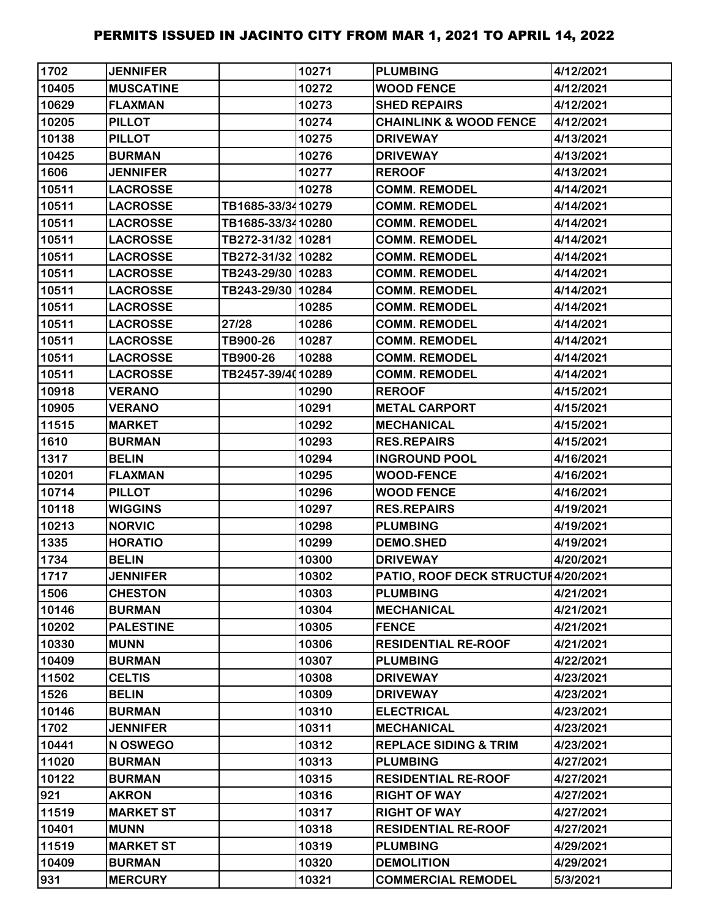# PERMITS ISSUED IN JACINTO CITY FROM MAR 1, 2021 TO APRIL 14, 2022

| | | | | | |
|---|---|---|---|---|---|
| 1702 | JENNIFER | | 10271 | PLUMBING | 4/12/2021 |
| 10405 | MUSCATINE | | 10272 | WOOD FENCE | 4/12/2021 |
| 10629 | FLAXMAN | | 10273 | SHED REPAIRS | 4/12/2021 |
| 10205 | PILLOT | | 10274 | CHAINLINK & WOOD FENCE | 4/12/2021 |
| 10138 | PILLOT | | 10275 | DRIVEWAY | 4/13/2021 |
| 10425 | BURMAN | | 10276 | DRIVEWAY | 4/13/2021 |
| 1606 | JENNIFER | | 10277 | REROOF | 4/13/2021 |
| 10511 | LACROSSE | | 10278 | COMM. REMODEL | 4/14/2021 |
| 10511 | LACROSSE | TB1685-33/34 | 10279 | COMM. REMODEL | 4/14/2021 |
| 10511 | LACROSSE | TB1685-33/34 | 10280 | COMM. REMODEL | 4/14/2021 |
| 10511 | LACROSSE | TB272-31/32 | 10281 | COMM. REMODEL | 4/14/2021 |
| 10511 | LACROSSE | TB272-31/32 | 10282 | COMM. REMODEL | 4/14/2021 |
| 10511 | LACROSSE | TB243-29/30 | 10283 | COMM. REMODEL | 4/14/2021 |
| 10511 | LACROSSE | TB243-29/30 | 10284 | COMM. REMODEL | 4/14/2021 |
| 10511 | LACROSSE | | 10285 | COMM. REMODEL | 4/14/2021 |
| 10511 | LACROSSE | 27/28 | 10286 | COMM. REMODEL | 4/14/2021 |
| 10511 | LACROSSE | TB900-26 | 10287 | COMM. REMODEL | 4/14/2021 |
| 10511 | LACROSSE | TB900-26 | 10288 | COMM. REMODEL | 4/14/2021 |
| 10511 | LACROSSE | TB2457-39/40 | 10289 | COMM. REMODEL | 4/14/2021 |
| 10918 | VERANO | | 10290 | REROOF | 4/15/2021 |
| 10905 | VERANO | | 10291 | METAL CARPORT | 4/15/2021 |
| 11515 | MARKET | | 10292 | MECHANICAL | 4/15/2021 |
| 1610 | BURMAN | | 10293 | RES.REPAIRS | 4/15/2021 |
| 1317 | BELIN | | 10294 | INGROUND POOL | 4/16/2021 |
| 10201 | FLAXMAN | | 10295 | WOOD-FENCE | 4/16/2021 |
| 10714 | PILLOT | | 10296 | WOOD FENCE | 4/16/2021 |
| 10118 | WIGGINS | | 10297 | RES.REPAIRS | 4/19/2021 |
| 10213 | NORVIC | | 10298 | PLUMBING | 4/19/2021 |
| 1335 | HORATIO | | 10299 | DEMO.SHED | 4/19/2021 |
| 1734 | BELIN | | 10300 | DRIVEWAY | 4/20/2021 |
| 1717 | JENNIFER | | 10302 | PATIO, ROOF DECK STRUCTUR | 4/20/2021 |
| 1506 | CHESTON | | 10303 | PLUMBING | 4/21/2021 |
| 10146 | BURMAN | | 10304 | MECHANICAL | 4/21/2021 |
| 10202 | PALESTINE | | 10305 | FENCE | 4/21/2021 |
| 10330 | MUNN | | 10306 | RESIDENTIAL RE-ROOF | 4/21/2021 |
| 10409 | BURMAN | | 10307 | PLUMBING | 4/22/2021 |
| 11502 | CELTIS | | 10308 | DRIVEWAY | 4/23/2021 |
| 1526 | BELIN | | 10309 | DRIVEWAY | 4/23/2021 |
| 10146 | BURMAN | | 10310 | ELECTRICAL | 4/23/2021 |
| 1702 | JENNIFER | | 10311 | MECHANICAL | 4/23/2021 |
| 10441 | N OSWEGO | | 10312 | REPLACE SIDING & TRIM | 4/23/2021 |
| 11020 | BURMAN | | 10313 | PLUMBING | 4/27/2021 |
| 10122 | BURMAN | | 10315 | RESIDENTIAL RE-ROOF | 4/27/2021 |
| 921 | AKRON | | 10316 | RIGHT OF WAY | 4/27/2021 |
| 11519 | MARKET ST | | 10317 | RIGHT OF WAY | 4/27/2021 |
| 10401 | MUNN | | 10318 | RESIDENTIAL RE-ROOF | 4/27/2021 |
| 11519 | MARKET ST | | 10319 | PLUMBING | 4/29/2021 |
| 10409 | BURMAN | | 10320 | DEMOLITION | 4/29/2021 |
| 931 | MERCURY | | 10321 | COMMERCIAL REMODEL | 5/3/2021 |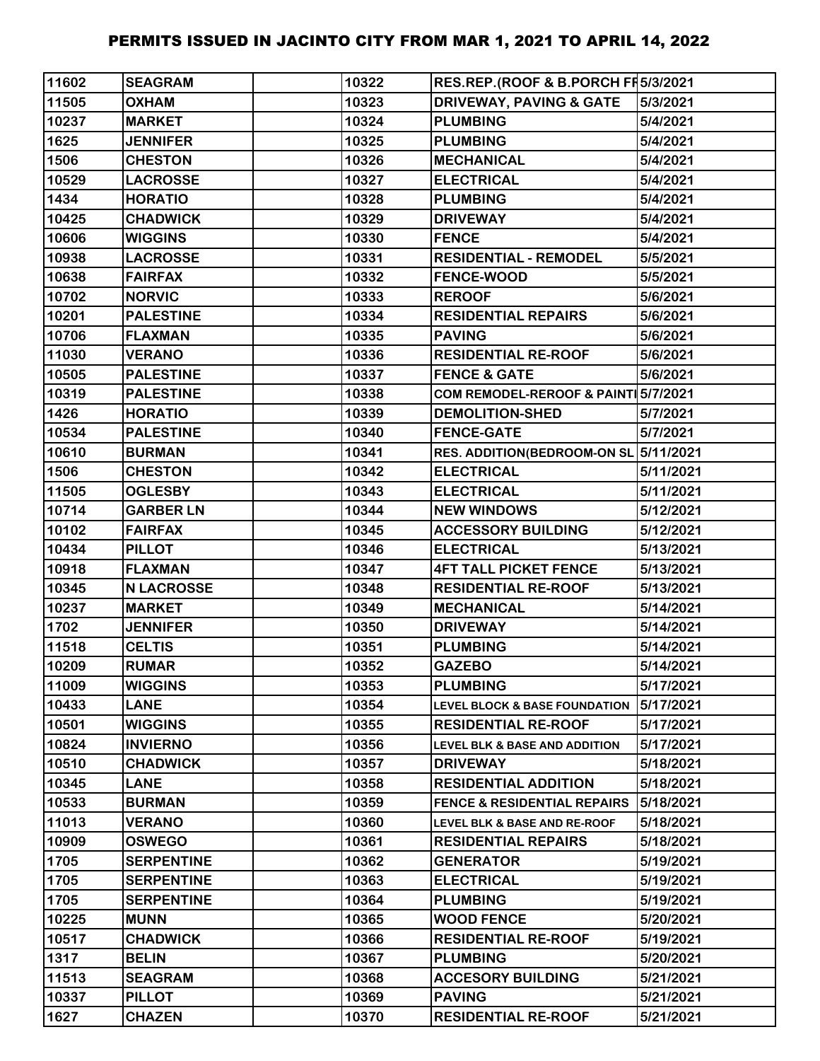# PERMITS ISSUED IN JACINTO CITY FROM MAR 1, 2021 TO APRIL 14, 2022

| | | | | | |
|---|---|---|---|---|---|
| 11602 | SEAGRAM | | 10322 | RES.REP.(ROOF & B.PORCH FF | 5/3/2021 |
| 11505 | OXHAM | | 10323 | DRIVEWAY, PAVING & GATE | 5/3/2021 |
| 10237 | MARKET | | 10324 | PLUMBING | 5/4/2021 |
| 1625 | JENNIFER | | 10325 | PLUMBING | 5/4/2021 |
| 1506 | CHESTON | | 10326 | MECHANICAL | 5/4/2021 |
| 10529 | LACROSSE | | 10327 | ELECTRICAL | 5/4/2021 |
| 1434 | HORATIO | | 10328 | PLUMBING | 5/4/2021 |
| 10425 | CHADWICK | | 10329 | DRIVEWAY | 5/4/2021 |
| 10606 | WIGGINS | | 10330 | FENCE | 5/4/2021 |
| 10938 | LACROSSE | | 10331 | RESIDENTIAL - REMODEL | 5/5/2021 |
| 10638 | FAIRFAX | | 10332 | FENCE-WOOD | 5/5/2021 |
| 10702 | NORVIC | | 10333 | REROOF | 5/6/2021 |
| 10201 | PALESTINE | | 10334 | RESIDENTIAL REPAIRS | 5/6/2021 |
| 10706 | FLAXMAN | | 10335 | PAVING | 5/6/2021 |
| 11030 | VERANO | | 10336 | RESIDENTIAL RE-ROOF | 5/6/2021 |
| 10505 | PALESTINE | | 10337 | FENCE & GATE | 5/6/2021 |
| 10319 | PALESTINE | | 10338 | COM REMODEL-REROOF & PAINTI | 5/7/2021 |
| 1426 | HORATIO | | 10339 | DEMOLITION-SHED | 5/7/2021 |
| 10534 | PALESTINE | | 10340 | FENCE-GATE | 5/7/2021 |
| 10610 | BURMAN | | 10341 | RES. ADDITION(BEDROOM-ON SL | 5/11/2021 |
| 1506 | CHESTON | | 10342 | ELECTRICAL | 5/11/2021 |
| 11505 | OGLESBY | | 10343 | ELECTRICAL | 5/11/2021 |
| 10714 | GARBER LN | | 10344 | NEW WINDOWS | 5/12/2021 |
| 10102 | FAIRFAX | | 10345 | ACCESSORY BUILDING | 5/12/2021 |
| 10434 | PILLOT | | 10346 | ELECTRICAL | 5/13/2021 |
| 10918 | FLAXMAN | | 10347 | 4FT TALL PICKET FENCE | 5/13/2021 |
| 10345 | N LACROSSE | | 10348 | RESIDENTIAL RE-ROOF | 5/13/2021 |
| 10237 | MARKET | | 10349 | MECHANICAL | 5/14/2021 |
| 1702 | JENNIFER | | 10350 | DRIVEWAY | 5/14/2021 |
| 11518 | CELTIS | | 10351 | PLUMBING | 5/14/2021 |
| 10209 | RUMAR | | 10352 | GAZEBO | 5/14/2021 |
| 11009 | WIGGINS | | 10353 | PLUMBING | 5/17/2021 |
| 10433 | LANE | | 10354 | LEVEL BLOCK & BASE FOUNDATION | 5/17/2021 |
| 10501 | WIGGINS | | 10355 | RESIDENTIAL RE-ROOF | 5/17/2021 |
| 10824 | INVIERNO | | 10356 | LEVEL BLK & BASE AND ADDITION | 5/17/2021 |
| 10510 | CHADWICK | | 10357 | DRIVEWAY | 5/18/2021 |
| 10345 | LANE | | 10358 | RESIDENTIAL ADDITION | 5/18/2021 |
| 10533 | BURMAN | | 10359 | FENCE & RESIDENTIAL REPAIRS | 5/18/2021 |
| 11013 | VERANO | | 10360 | LEVEL BLK & BASE AND RE-ROOF | 5/18/2021 |
| 10909 | OSWEGO | | 10361 | RESIDENTIAL REPAIRS | 5/18/2021 |
| 1705 | SERPENTINE | | 10362 | GENERATOR | 5/19/2021 |
| 1705 | SERPENTINE | | 10363 | ELECTRICAL | 5/19/2021 |
| 1705 | SERPENTINE | | 10364 | PLUMBING | 5/19/2021 |
| 10225 | MUNN | | 10365 | WOOD FENCE | 5/20/2021 |
| 10517 | CHADWICK | | 10366 | RESIDENTIAL RE-ROOF | 5/19/2021 |
| 1317 | BELIN | | 10367 | PLUMBING | 5/20/2021 |
| 11513 | SEAGRAM | | 10368 | ACCESORY BUILDING | 5/21/2021 |
| 10337 | PILLOT | | 10369 | PAVING | 5/21/2021 |
| 1627 | CHAZEN | | 10370 | RESIDENTIAL RE-ROOF | 5/21/2021 |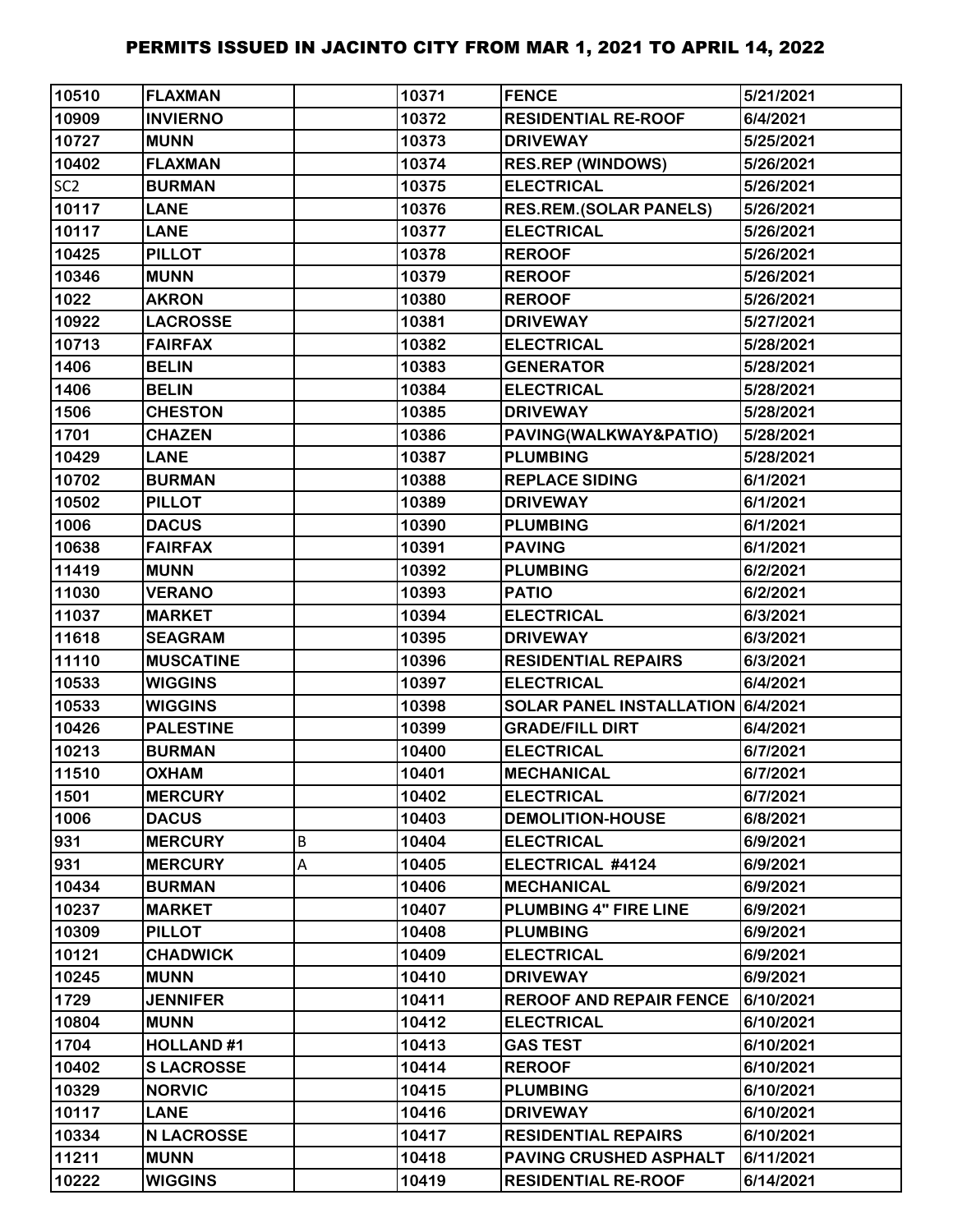| 10510 | FLAXMAN | | 10371 | FENCE | 5/21/2021 |
|---|---|---|---|---|---|
| 10909 | INVIERNO | | 10372 | RESIDENTIAL RE-ROOF | 6/4/2021 |
| 10727 | MUNN | | 10373 | DRIVEWAY | 5/25/2021 |
| 10402 | FLAXMAN | | 10374 | RES.REP (WINDOWS) | 5/26/2021 |
| SC2 | BURMAN | | 10375 | ELECTRICAL | 5/26/2021 |
| 10117 | LANE | | 10376 | RES.REM.(SOLAR PANELS) | 5/26/2021 |
| 10117 | LANE | | 10377 | ELECTRICAL | 5/26/2021 |
| 10425 | PILLOT | | 10378 | REROOF | 5/26/2021 |
| 10346 | MUNN | | 10379 | REROOF | 5/26/2021 |
| 1022 | AKRON | | 10380 | REROOF | 5/26/2021 |
| 10922 | LACROSSE | | 10381 | DRIVEWAY | 5/27/2021 |
| 10713 | FAIRFAX | | 10382 | ELECTRICAL | 5/28/2021 |
| 1406 | BELIN | | 10383 | GENERATOR | 5/28/2021 |
| 1406 | BELIN | | 10384 | ELECTRICAL | 5/28/2021 |
| 1506 | CHESTON | | 10385 | DRIVEWAY | 5/28/2021 |
| 1701 | CHAZEN | | 10386 | PAVING(WALKWAY&PATIO) | 5/28/2021 |
| 10429 | LANE | | 10387 | PLUMBING | 5/28/2021 |
| 10702 | BURMAN | | 10388 | REPLACE SIDING | 6/1/2021 |
| 10502 | PILLOT | | 10389 | DRIVEWAY | 6/1/2021 |
| 1006 | DACUS | | 10390 | PLUMBING | 6/1/2021 |
| 10638 | FAIRFAX | | 10391 | PAVING | 6/1/2021 |
| 11419 | MUNN | | 10392 | PLUMBING | 6/2/2021 |
| 11030 | VERANO | | 10393 | PATIO | 6/2/2021 |
| 11037 | MARKET | | 10394 | ELECTRICAL | 6/3/2021 |
| 11618 | SEAGRAM | | 10395 | DRIVEWAY | 6/3/2021 |
| 11110 | MUSCATINE | | 10396 | RESIDENTIAL REPAIRS | 6/3/2021 |
| 10533 | WIGGINS | | 10397 | ELECTRICAL | 6/4/2021 |
| 10533 | WIGGINS | | 10398 | SOLAR PANEL INSTALLATION | 6/4/2021 |
| 10426 | PALESTINE | | 10399 | GRADE/FILL DIRT | 6/4/2021 |
| 10213 | BURMAN | | 10400 | ELECTRICAL | 6/7/2021 |
| 11510 | OXHAM | | 10401 | MECHANICAL | 6/7/2021 |
| 1501 | MERCURY | | 10402 | ELECTRICAL | 6/7/2021 |
| 1006 | DACUS | | 10403 | DEMOLITION-HOUSE | 6/8/2021 |
| 931 | MERCURY | B | 10404 | ELECTRICAL | 6/9/2021 |
| 931 | MERCURY | A | 10405 | ELECTRICAL #4124 | 6/9/2021 |
| 10434 | BURMAN | | 10406 | MECHANICAL | 6/9/2021 |
| 10237 | MARKET | | 10407 | PLUMBING 4" FIRE LINE | 6/9/2021 |
| 10309 | PILLOT | | 10408 | PLUMBING | 6/9/2021 |
| 10121 | CHADWICK | | 10409 | ELECTRICAL | 6/9/2021 |
| 10245 | MUNN | | 10410 | DRIVEWAY | 6/9/2021 |
| 1729 | JENNIFER | | 10411 | REROOF AND REPAIR FENCE | 6/10/2021 |
| 10804 | MUNN | | 10412 | ELECTRICAL | 6/10/2021 |
| 1704 | HOLLAND #1 | | 10413 | GAS TEST | 6/10/2021 |
| 10402 | S LACROSSE | | 10414 | REROOF | 6/10/2021 |
| 10329 | NORVIC | | 10415 | PLUMBING | 6/10/2021 |
| 10117 | LANE | | 10416 | DRIVEWAY | 6/10/2021 |
| 10334 | N LACROSSE | | 10417 | RESIDENTIAL REPAIRS | 6/10/2021 |
| 11211 | MUNN | | 10418 | PAVING CRUSHED ASPHALT | 6/11/2021 |
| 10222 | WIGGINS | | 10419 | RESIDENTIAL RE-ROOF | 6/14/2021 |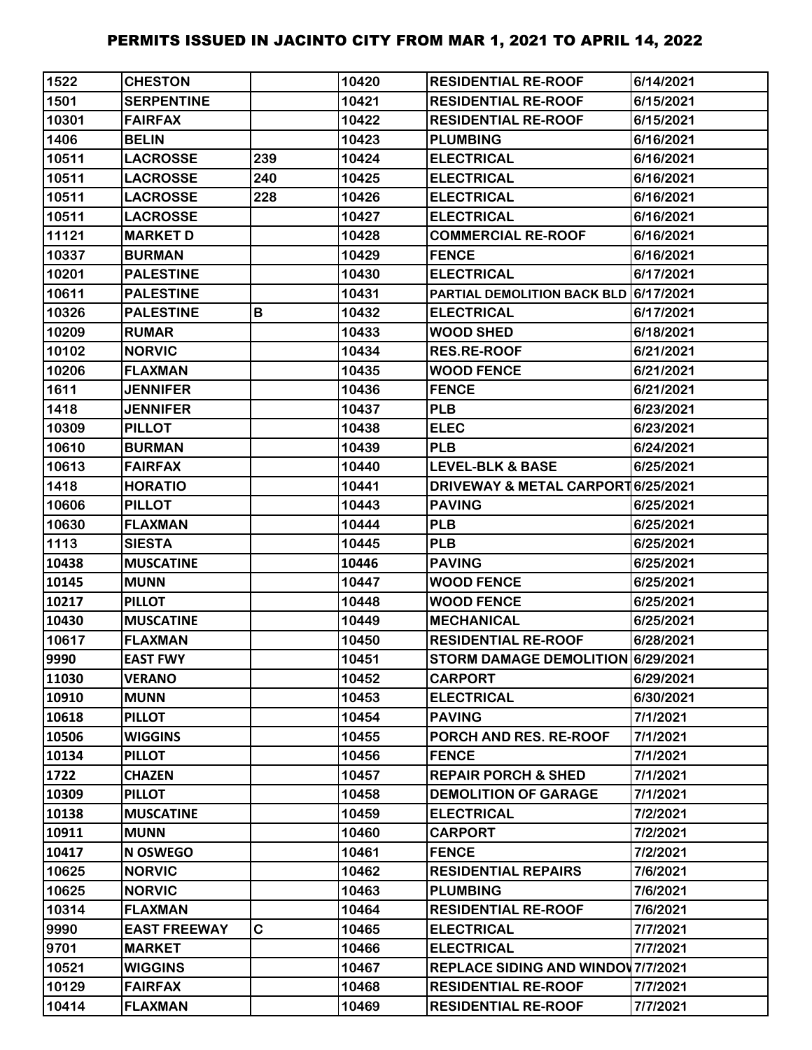# PERMITS ISSUED IN JACINTO CITY FROM MAR 1, 2021 TO APRIL 14, 2022

| | | | | | |
|---|---|---|---|---|---|
| 1522 | CHESTON | | 10420 | RESIDENTIAL RE-ROOF | 6/14/2021 |
| 1501 | SERPENTINE | | 10421 | RESIDENTIAL RE-ROOF | 6/15/2021 |
| 10301 | FAIRFAX | | 10422 | RESIDENTIAL RE-ROOF | 6/15/2021 |
| 1406 | BELIN | | 10423 | PLUMBING | 6/16/2021 |
| 10511 | LACROSSE | 239 | 10424 | ELECTRICAL | 6/16/2021 |
| 10511 | LACROSSE | 240 | 10425 | ELECTRICAL | 6/16/2021 |
| 10511 | LACROSSE | 228 | 10426 | ELECTRICAL | 6/16/2021 |
| 10511 | LACROSSE | | 10427 | ELECTRICAL | 6/16/2021 |
| 11121 | MARKET D | | 10428 | COMMERCIAL RE-ROOF | 6/16/2021 |
| 10337 | BURMAN | | 10429 | FENCE | 6/16/2021 |
| 10201 | PALESTINE | | 10430 | ELECTRICAL | 6/17/2021 |
| 10611 | PALESTINE | | 10431 | PARTIAL DEMOLITION BACK BLD | 6/17/2021 |
| 10326 | PALESTINE | B | 10432 | ELECTRICAL | 6/17/2021 |
| 10209 | RUMAR | | 10433 | WOOD SHED | 6/18/2021 |
| 10102 | NORVIC | | 10434 | RES.RE-ROOF | 6/21/2021 |
| 10206 | FLAXMAN | | 10435 | WOOD FENCE | 6/21/2021 |
| 1611 | JENNIFER | | 10436 | FENCE | 6/21/2021 |
| 1418 | JENNIFER | | 10437 | PLB | 6/23/2021 |
| 10309 | PILLOT | | 10438 | ELEC | 6/23/2021 |
| 10610 | BURMAN | | 10439 | PLB | 6/24/2021 |
| 10613 | FAIRFAX | | 10440 | LEVEL-BLK & BASE | 6/25/2021 |
| 1418 | HORATIO | | 10441 | DRIVEWAY & METAL CARPORT | 6/25/2021 |
| 10606 | PILLOT | | 10443 | PAVING | 6/25/2021 |
| 10630 | FLAXMAN | | 10444 | PLB | 6/25/2021 |
| 1113 | SIESTA | | 10445 | PLB | 6/25/2021 |
| 10438 | MUSCATINE | | 10446 | PAVING | 6/25/2021 |
| 10145 | MUNN | | 10447 | WOOD FENCE | 6/25/2021 |
| 10217 | PILLOT | | 10448 | WOOD FENCE | 6/25/2021 |
| 10430 | MUSCATINE | | 10449 | MECHANICAL | 6/25/2021 |
| 10617 | FLAXMAN | | 10450 | RESIDENTIAL RE-ROOF | 6/28/2021 |
| 9990 | EAST FWY | | 10451 | STORM DAMAGE DEMOLITION | 6/29/2021 |
| 11030 | VERANO | | 10452 | CARPORT | 6/29/2021 |
| 10910 | MUNN | | 10453 | ELECTRICAL | 6/30/2021 |
| 10618 | PILLOT | | 10454 | PAVING | 7/1/2021 |
| 10506 | WIGGINS | | 10455 | PORCH AND RES. RE-ROOF | 7/1/2021 |
| 10134 | PILLOT | | 10456 | FENCE | 7/1/2021 |
| 1722 | CHAZEN | | 10457 | REPAIR PORCH & SHED | 7/1/2021 |
| 10309 | PILLOT | | 10458 | DEMOLITION OF GARAGE | 7/1/2021 |
| 10138 | MUSCATINE | | 10459 | ELECTRICAL | 7/2/2021 |
| 10911 | MUNN | | 10460 | CARPORT | 7/2/2021 |
| 10417 | N OSWEGO | | 10461 | FENCE | 7/2/2021 |
| 10625 | NORVIC | | 10462 | RESIDENTIAL REPAIRS | 7/6/2021 |
| 10625 | NORVIC | | 10463 | PLUMBING | 7/6/2021 |
| 10314 | FLAXMAN | | 10464 | RESIDENTIAL RE-ROOF | 7/6/2021 |
| 9990 | EAST FREEWAY | C | 10465 | ELECTRICAL | 7/7/2021 |
| 9701 | MARKET | | 10466 | ELECTRICAL | 7/7/2021 |
| 10521 | WIGGINS | | 10467 | REPLACE SIDING AND WINDOW | 7/7/2021 |
| 10129 | FAIRFAX | | 10468 | RESIDENTIAL RE-ROOF | 7/7/2021 |
| 10414 | FLAXMAN | | 10469 | RESIDENTIAL RE-ROOF | 7/7/2021 |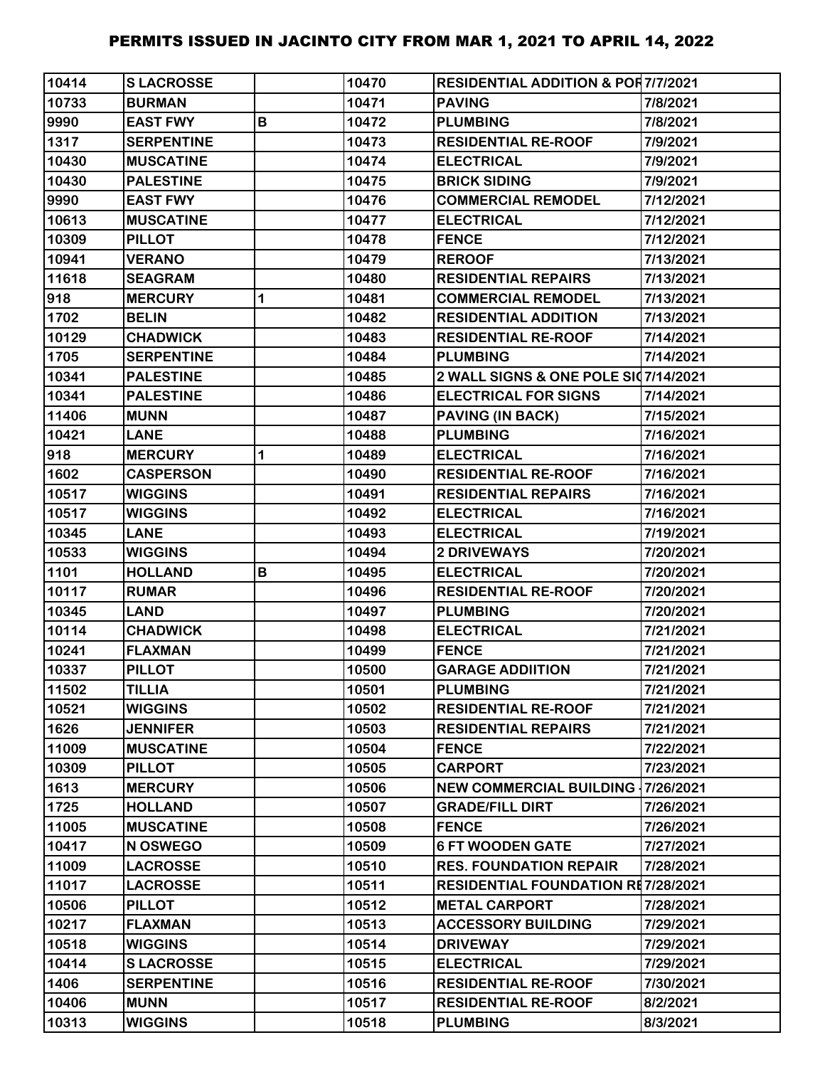# PERMITS ISSUED IN JACINTO CITY FROM MAR 1, 2021 TO APRIL 14, 2022

| | | | | | |
|---|---|---|---|---|---|
| 10414 | S LACROSSE | | 10470 | RESIDENTIAL ADDITION & POR | 7/7/2021 |
| 10733 | BURMAN | | 10471 | PAVING | 7/8/2021 |
| 9990 | EAST FWY | B | 10472 | PLUMBING | 7/8/2021 |
| 1317 | SERPENTINE | | 10473 | RESIDENTIAL RE-ROOF | 7/9/2021 |
| 10430 | MUSCATINE | | 10474 | ELECTRICAL | 7/9/2021 |
| 10430 | PALESTINE | | 10475 | BRICK SIDING | 7/9/2021 |
| 9990 | EAST FWY | | 10476 | COMMERCIAL REMODEL | 7/12/2021 |
| 10613 | MUSCATINE | | 10477 | ELECTRICAL | 7/12/2021 |
| 10309 | PILLOT | | 10478 | FENCE | 7/12/2021 |
| 10941 | VERANO | | 10479 | REROOF | 7/13/2021 |
| 11618 | SEAGRAM | | 10480 | RESIDENTIAL REPAIRS | 7/13/2021 |
| 918 | MERCURY | 1 | 10481 | COMMERCIAL REMODEL | 7/13/2021 |
| 1702 | BELIN | | 10482 | RESIDENTIAL ADDITION | 7/13/2021 |
| 10129 | CHADWICK | | 10483 | RESIDENTIAL RE-ROOF | 7/14/2021 |
| 1705 | SERPENTINE | | 10484 | PLUMBING | 7/14/2021 |
| 10341 | PALESTINE | | 10485 | 2 WALL SIGNS & ONE POLE SIG | 7/14/2021 |
| 10341 | PALESTINE | | 10486 | ELECTRICAL FOR SIGNS | 7/14/2021 |
| 11406 | MUNN | | 10487 | PAVING (IN BACK) | 7/15/2021 |
| 10421 | LANE | | 10488 | PLUMBING | 7/16/2021 |
| 918 | MERCURY | 1 | 10489 | ELECTRICAL | 7/16/2021 |
| 1602 | CASPERSON | | 10490 | RESIDENTIAL RE-ROOF | 7/16/2021 |
| 10517 | WIGGINS | | 10491 | RESIDENTIAL REPAIRS | 7/16/2021 |
| 10517 | WIGGINS | | 10492 | ELECTRICAL | 7/16/2021 |
| 10345 | LANE | | 10493 | ELECTRICAL | 7/19/2021 |
| 10533 | WIGGINS | | 10494 | 2 DRIVEWAYS | 7/20/2021 |
| 1101 | HOLLAND | B | 10495 | ELECTRICAL | 7/20/2021 |
| 10117 | RUMAR | | 10496 | RESIDENTIAL RE-ROOF | 7/20/2021 |
| 10345 | LAND | | 10497 | PLUMBING | 7/20/2021 |
| 10114 | CHADWICK | | 10498 | ELECTRICAL | 7/21/2021 |
| 10241 | FLAXMAN | | 10499 | FENCE | 7/21/2021 |
| 10337 | PILLOT | | 10500 | GARAGE ADDIITION | 7/21/2021 |
| 11502 | TILLIA | | 10501 | PLUMBING | 7/21/2021 |
| 10521 | WIGGINS | | 10502 | RESIDENTIAL RE-ROOF | 7/21/2021 |
| 1626 | JENNIFER | | 10503 | RESIDENTIAL REPAIRS | 7/21/2021 |
| 11009 | MUSCATINE | | 10504 | FENCE | 7/22/2021 |
| 10309 | PILLOT | | 10505 | CARPORT | 7/23/2021 |
| 1613 | MERCURY | | 10506 | NEW COMMERCIAL BUILDING - | 7/26/2021 |
| 1725 | HOLLAND | | 10507 | GRADE/FILL DIRT | 7/26/2021 |
| 11005 | MUSCATINE | | 10508 | FENCE | 7/26/2021 |
| 10417 | N OSWEGO | | 10509 | 6 FT WOODEN GATE | 7/27/2021 |
| 11009 | LACROSSE | | 10510 | RES. FOUNDATION REPAIR | 7/28/2021 |
| 11017 | LACROSSE | | 10511 | RESIDENTIAL FOUNDATION RE | 7/28/2021 |
| 10506 | PILLOT | | 10512 | METAL CARPORT | 7/28/2021 |
| 10217 | FLAXMAN | | 10513 | ACCESSORY BUILDING | 7/29/2021 |
| 10518 | WIGGINS | | 10514 | DRIVEWAY | 7/29/2021 |
| 10414 | S LACROSSE | | 10515 | ELECTRICAL | 7/29/2021 |
| 1406 | SERPENTINE | | 10516 | RESIDENTIAL RE-ROOF | 7/30/2021 |
| 10406 | MUNN | | 10517 | RESIDENTIAL RE-ROOF | 8/2/2021 |
| 10313 | WIGGINS | | 10518 | PLUMBING | 8/3/2021 |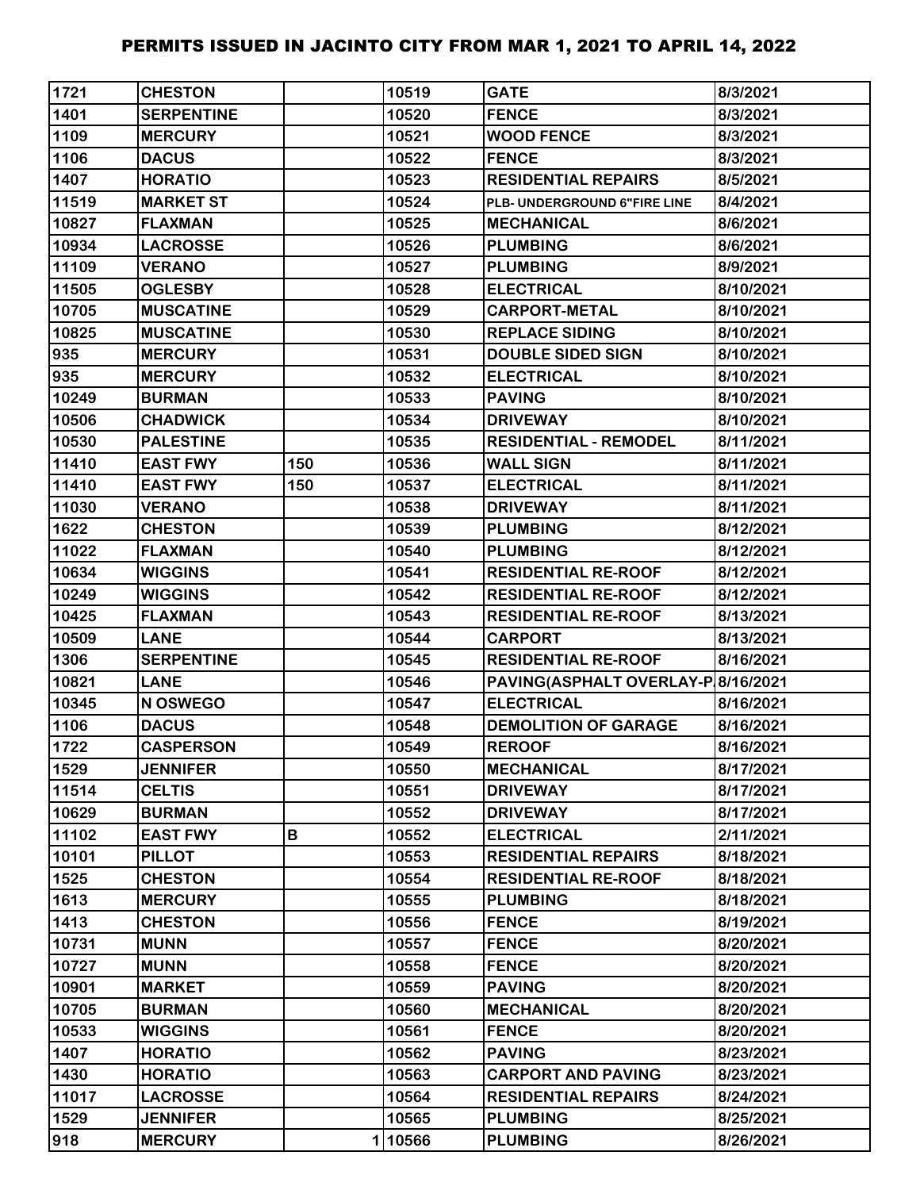# PERMITS ISSUED IN JACINTO CITY FROM MAR 1, 2021 TO APRIL 14, 2022

| | | | | | |
|---|---|---|---|---|---|
| 1721 | CHESTON | | 10519 | GATE | 8/3/2021 |
| 1401 | SERPENTINE | | 10520 | FENCE | 8/3/2021 |
| 1109 | MERCURY | | 10521 | WOOD FENCE | 8/3/2021 |
| 1106 | DACUS | | 10522 | FENCE | 8/3/2021 |
| 1407 | HORATIO | | 10523 | RESIDENTIAL REPAIRS | 8/5/2021 |
| 11519 | MARKET ST | | 10524 | PLB- UNDERGROUND 6"FIRE LINE | 8/4/2021 |
| 10827 | FLAXMAN | | 10525 | MECHANICAL | 8/6/2021 |
| 10934 | LACROSSE | | 10526 | PLUMBING | 8/6/2021 |
| 11109 | VERANO | | 10527 | PLUMBING | 8/9/2021 |
| 11505 | OGLESBY | | 10528 | ELECTRICAL | 8/10/2021 |
| 10705 | MUSCATINE | | 10529 | CARPORT-METAL | 8/10/2021 |
| 10825 | MUSCATINE | | 10530 | REPLACE SIDING | 8/10/2021 |
| 935 | MERCURY | | 10531 | DOUBLE SIDED SIGN | 8/10/2021 |
| 935 | MERCURY | | 10532 | ELECTRICAL | 8/10/2021 |
| 10249 | BURMAN | | 10533 | PAVING | 8/10/2021 |
| 10506 | CHADWICK | | 10534 | DRIVEWAY | 8/10/2021 |
| 10530 | PALESTINE | | 10535 | RESIDENTIAL - REMODEL | 8/11/2021 |
| 11410 | EAST FWY | 150 | 10536 | WALL SIGN | 8/11/2021 |
| 11410 | EAST FWY | 150 | 10537 | ELECTRICAL | 8/11/2021 |
| 11030 | VERANO | | 10538 | DRIVEWAY | 8/11/2021 |
| 1622 | CHESTON | | 10539 | PLUMBING | 8/12/2021 |
| 11022 | FLAXMAN | | 10540 | PLUMBING | 8/12/2021 |
| 10634 | WIGGINS | | 10541 | RESIDENTIAL RE-ROOF | 8/12/2021 |
| 10249 | WIGGINS | | 10542 | RESIDENTIAL RE-ROOF | 8/12/2021 |
| 10425 | FLAXMAN | | 10543 | RESIDENTIAL RE-ROOF | 8/13/2021 |
| 10509 | LANE | | 10544 | CARPORT | 8/13/2021 |
| 1306 | SERPENTINE | | 10545 | RESIDENTIAL RE-ROOF | 8/16/2021 |
| 10821 | LANE | | 10546 | PAVING(ASPHALT OVERLAY-P | 8/16/2021 |
| 10345 | N OSWEGO | | 10547 | ELECTRICAL | 8/16/2021 |
| 1106 | DACUS | | 10548 | DEMOLITION OF GARAGE | 8/16/2021 |
| 1722 | CASPERSON | | 10549 | REROOF | 8/16/2021 |
| 1529 | JENNIFER | | 10550 | MECHANICAL | 8/17/2021 |
| 11514 | CELTIS | | 10551 | DRIVEWAY | 8/17/2021 |
| 10629 | BURMAN | | 10552 | DRIVEWAY | 8/17/2021 |
| 11102 | EAST FWY | B | 10552 | ELECTRICAL | 2/11/2021 |
| 10101 | PILLOT | | 10553 | RESIDENTIAL REPAIRS | 8/18/2021 |
| 1525 | CHESTON | | 10554 | RESIDENTIAL RE-ROOF | 8/18/2021 |
| 1613 | MERCURY | | 10555 | PLUMBING | 8/18/2021 |
| 1413 | CHESTON | | 10556 | FENCE | 8/19/2021 |
| 10731 | MUNN | | 10557 | FENCE | 8/20/2021 |
| 10727 | MUNN | | 10558 | FENCE | 8/20/2021 |
| 10901 | MARKET | | 10559 | PAVING | 8/20/2021 |
| 10705 | BURMAN | | 10560 | MECHANICAL | 8/20/2021 |
| 10533 | WIGGINS | | 10561 | FENCE | 8/20/2021 |
| 1407 | HORATIO | | 10562 | PAVING | 8/23/2021 |
| 1430 | HORATIO | | 10563 | CARPORT AND PAVING | 8/23/2021 |
| 11017 | LACROSSE | | 10564 | RESIDENTIAL REPAIRS | 8/24/2021 |
| 1529 | JENNIFER | | 10565 | PLUMBING | 8/25/2021 |
| 918 | MERCURY | 1 | 10566 | PLUMBING | 8/26/2021 |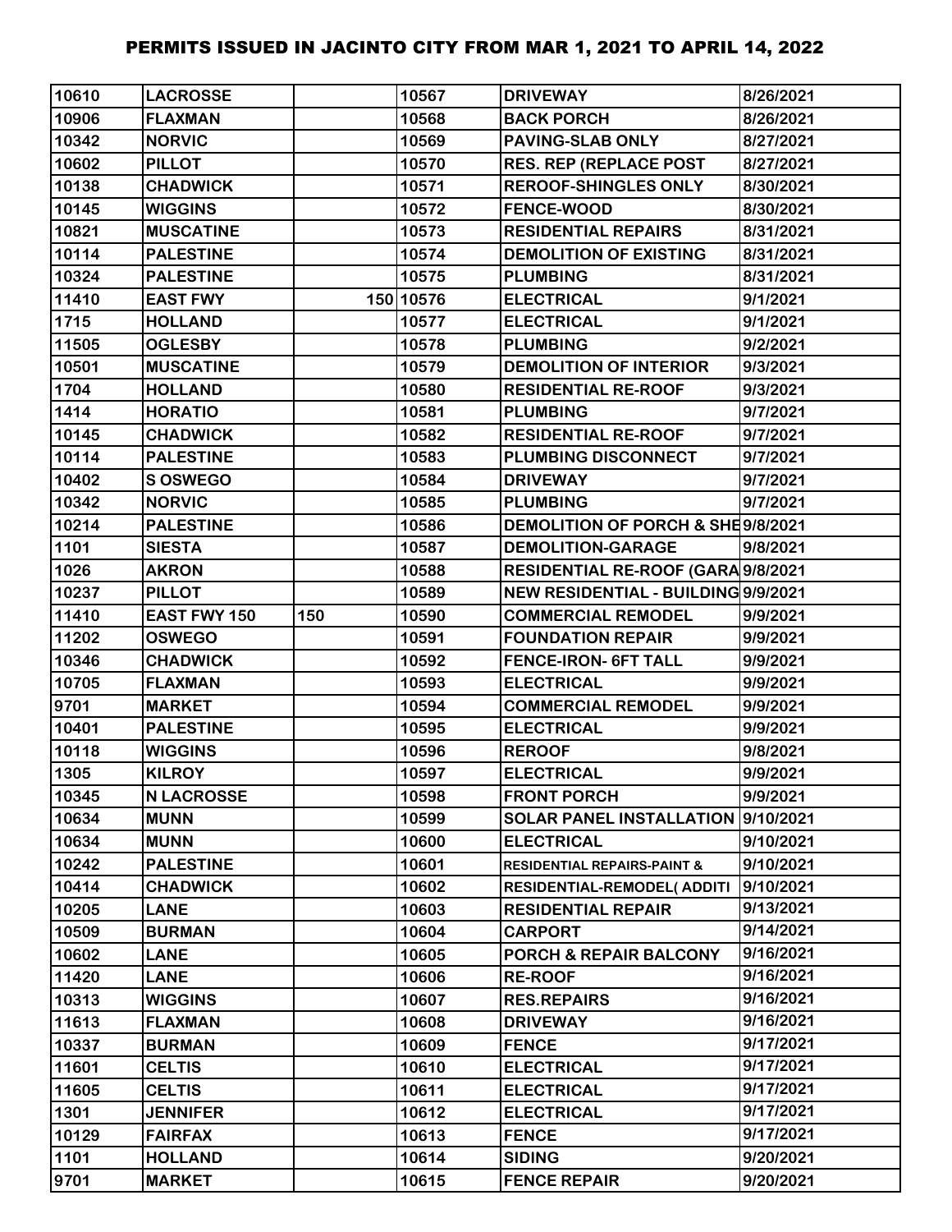| | | | | | |
|---|---|---|---|---|---|
| 10610 | LACROSSE | | 10567 | DRIVEWAY | 8/26/2021 |
| 10906 | FLAXMAN | | 10568 | BACK PORCH | 8/26/2021 |
| 10342 | NORVIC | | 10569 | PAVING-SLAB ONLY | 8/27/2021 |
| 10602 | PILLOT | | 10570 | RES. REP (REPLACE POST | 8/27/2021 |
| 10138 | CHADWICK | | 10571 | REROOF-SHINGLES ONLY | 8/30/2021 |
| 10145 | WIGGINS | | 10572 | FENCE-WOOD | 8/30/2021 |
| 10821 | MUSCATINE | | 10573 | RESIDENTIAL REPAIRS | 8/31/2021 |
| 10114 | PALESTINE | | 10574 | DEMOLITION OF EXISTING | 8/31/2021 |
| 10324 | PALESTINE | | 10575 | PLUMBING | 8/31/2021 |
| 11410 | EAST FWY | 150 | 10576 | ELECTRICAL | 9/1/2021 |
| 1715 | HOLLAND | | 10577 | ELECTRICAL | 9/1/2021 |
| 11505 | OGLESBY | | 10578 | PLUMBING | 9/2/2021 |
| 10501 | MUSCATINE | | 10579 | DEMOLITION OF INTERIOR | 9/3/2021 |
| 1704 | HOLLAND | | 10580 | RESIDENTIAL RE-ROOF | 9/3/2021 |
| 1414 | HORATIO | | 10581 | PLUMBING | 9/7/2021 |
| 10145 | CHADWICK | | 10582 | RESIDENTIAL RE-ROOF | 9/7/2021 |
| 10114 | PALESTINE | | 10583 | PLUMBING DISCONNECT | 9/7/2021 |
| 10402 | S OSWEGO | | 10584 | DRIVEWAY | 9/7/2021 |
| 10342 | NORVIC | | 10585 | PLUMBING | 9/7/2021 |
| 10214 | PALESTINE | | 10586 | DEMOLITION OF PORCH & SHE | 9/8/2021 |
| 1101 | SIESTA | | 10587 | DEMOLITION-GARAGE | 9/8/2021 |
| 1026 | AKRON | | 10588 | RESIDENTIAL RE-ROOF (GARA | 9/8/2021 |
| 10237 | PILLOT | | 10589 | NEW RESIDENTIAL - BUILDING | 9/9/2021 |
| 11410 | EAST FWY 150 | 150 | 10590 | COMMERCIAL REMODEL | 9/9/2021 |
| 11202 | OSWEGO | | 10591 | FOUNDATION REPAIR | 9/9/2021 |
| 10346 | CHADWICK | | 10592 | FENCE-IRON- 6FT TALL | 9/9/2021 |
| 10705 | FLAXMAN | | 10593 | ELECTRICAL | 9/9/2021 |
| 9701 | MARKET | | 10594 | COMMERCIAL REMODEL | 9/9/2021 |
| 10401 | PALESTINE | | 10595 | ELECTRICAL | 9/9/2021 |
| 10118 | WIGGINS | | 10596 | REROOF | 9/8/2021 |
| 1305 | KILROY | | 10597 | ELECTRICAL | 9/9/2021 |
| 10345 | N LACROSSE | | 10598 | FRONT PORCH | 9/9/2021 |
| 10634 | MUNN | | 10599 | SOLAR PANEL INSTALLATION | 9/10/2021 |
| 10634 | MUNN | | 10600 | ELECTRICAL | 9/10/2021 |
| 10242 | PALESTINE | | 10601 | RESIDENTIAL REPAIRS-PAINT & | 9/10/2021 |
| 10414 | CHADWICK | | 10602 | RESIDENTIAL-REMODEL( ADDITI | 9/10/2021 |
| 10205 | LANE | | 10603 | RESIDENTIAL REPAIR | 9/13/2021 |
| 10509 | BURMAN | | 10604 | CARPORT | 9/14/2021 |
| 10602 | LANE | | 10605 | PORCH & REPAIR BALCONY | 9/16/2021 |
| 11420 | LANE | | 10606 | RE-ROOF | 9/16/2021 |
| 10313 | WIGGINS | | 10607 | RES.REPAIRS | 9/16/2021 |
| 11613 | FLAXMAN | | 10608 | DRIVEWAY | 9/16/2021 |
| 10337 | BURMAN | | 10609 | FENCE | 9/17/2021 |
| 11601 | CELTIS | | 10610 | ELECTRICAL | 9/17/2021 |
| 11605 | CELTIS | | 10611 | ELECTRICAL | 9/17/2021 |
| 1301 | JENNIFER | | 10612 | ELECTRICAL | 9/17/2021 |
| 10129 | FAIRFAX | | 10613 | FENCE | 9/17/2021 |
| 1101 | HOLLAND | | 10614 | SIDING | 9/20/2021 |
| 9701 | MARKET | | 10615 | FENCE REPAIR | 9/20/2021 |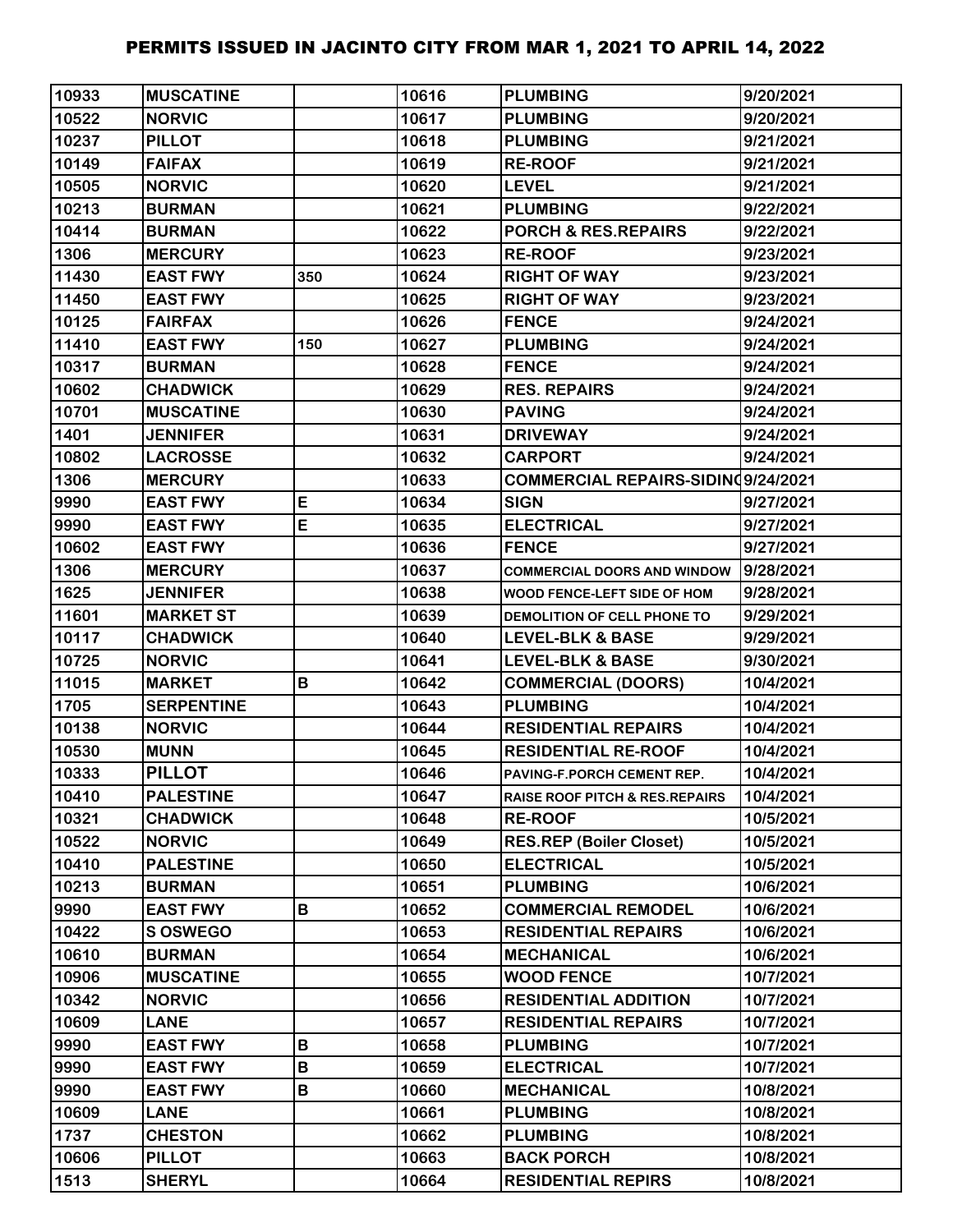# PERMITS ISSUED IN JACINTO CITY FROM MAR 1, 2021 TO APRIL 14, 2022

| | | | | | |
|---|---|---|---|---|---|
| 10933 | MUSCATINE | | 10616 | PLUMBING | 9/20/2021 |
| 10522 | NORVIC | | 10617 | PLUMBING | 9/20/2021 |
| 10237 | PILLOT | | 10618 | PLUMBING | 9/21/2021 |
| 10149 | FAIFAX | | 10619 | RE-ROOF | 9/21/2021 |
| 10505 | NORVIC | | 10620 | LEVEL | 9/21/2021 |
| 10213 | BURMAN | | 10621 | PLUMBING | 9/22/2021 |
| 10414 | BURMAN | | 10622 | PORCH & RES.REPAIRS | 9/22/2021 |
| 1306 | MERCURY | | 10623 | RE-ROOF | 9/23/2021 |
| 11430 | EAST FWY | 350 | 10624 | RIGHT OF WAY | 9/23/2021 |
| 11450 | EAST FWY | | 10625 | RIGHT OF WAY | 9/23/2021 |
| 10125 | FAIRFAX | | 10626 | FENCE | 9/24/2021 |
| 11410 | EAST FWY | 150 | 10627 | PLUMBING | 9/24/2021 |
| 10317 | BURMAN | | 10628 | FENCE | 9/24/2021 |
| 10602 | CHADWICK | | 10629 | RES. REPAIRS | 9/24/2021 |
| 10701 | MUSCATINE | | 10630 | PAVING | 9/24/2021 |
| 1401 | JENNIFER | | 10631 | DRIVEWAY | 9/24/2021 |
| 10802 | LACROSSE | | 10632 | CARPORT | 9/24/2021 |
| 1306 | MERCURY | | 10633 | COMMERCIAL REPAIRS-SIDING | 9/24/2021 |
| 9990 | EAST FWY | E | 10634 | SIGN | 9/27/2021 |
| 9990 | EAST FWY | E | 10635 | ELECTRICAL | 9/27/2021 |
| 10602 | EAST FWY | | 10636 | FENCE | 9/27/2021 |
| 1306 | MERCURY | | 10637 | COMMERCIAL DOORS AND WINDOW | 9/28/2021 |
| 1625 | JENNIFER | | 10638 | WOOD FENCE-LEFT SIDE OF HOM | 9/28/2021 |
| 11601 | MARKET ST | | 10639 | DEMOLITION OF CELL PHONE TO | 9/29/2021 |
| 10117 | CHADWICK | | 10640 | LEVEL-BLK & BASE | 9/29/2021 |
| 10725 | NORVIC | | 10641 | LEVEL-BLK & BASE | 9/30/2021 |
| 11015 | MARKET | B | 10642 | COMMERCIAL (DOORS) | 10/4/2021 |
| 1705 | SERPENTINE | | 10643 | PLUMBING | 10/4/2021 |
| 10138 | NORVIC | | 10644 | RESIDENTIAL REPAIRS | 10/4/2021 |
| 10530 | MUNN | | 10645 | RESIDENTIAL RE-ROOF | 10/4/2021 |
| 10333 | PILLOT | | 10646 | PAVING-F.PORCH CEMENT REP. | 10/4/2021 |
| 10410 | PALESTINE | | 10647 | RAISE ROOF PITCH & RES.REPAIRS | 10/4/2021 |
| 10321 | CHADWICK | | 10648 | RE-ROOF | 10/5/2021 |
| 10522 | NORVIC | | 10649 | RES.REP (Boiler Closet) | 10/5/2021 |
| 10410 | PALESTINE | | 10650 | ELECTRICAL | 10/5/2021 |
| 10213 | BURMAN | | 10651 | PLUMBING | 10/6/2021 |
| 9990 | EAST FWY | B | 10652 | COMMERCIAL REMODEL | 10/6/2021 |
| 10422 | S OSWEGO | | 10653 | RESIDENTIAL REPAIRS | 10/6/2021 |
| 10610 | BURMAN | | 10654 | MECHANICAL | 10/6/2021 |
| 10906 | MUSCATINE | | 10655 | WOOD FENCE | 10/7/2021 |
| 10342 | NORVIC | | 10656 | RESIDENTIAL ADDITION | 10/7/2021 |
| 10609 | LANE | | 10657 | RESIDENTIAL REPAIRS | 10/7/2021 |
| 9990 | EAST FWY | B | 10658 | PLUMBING | 10/7/2021 |
| 9990 | EAST FWY | B | 10659 | ELECTRICAL | 10/7/2021 |
| 9990 | EAST FWY | B | 10660 | MECHANICAL | 10/8/2021 |
| 10609 | LANE | | 10661 | PLUMBING | 10/8/2021 |
| 1737 | CHESTON | | 10662 | PLUMBING | 10/8/2021 |
| 10606 | PILLOT | | 10663 | BACK PORCH | 10/8/2021 |
| 1513 | SHERYL | | 10664 | RESIDENTIAL REPIRS | 10/8/2021 |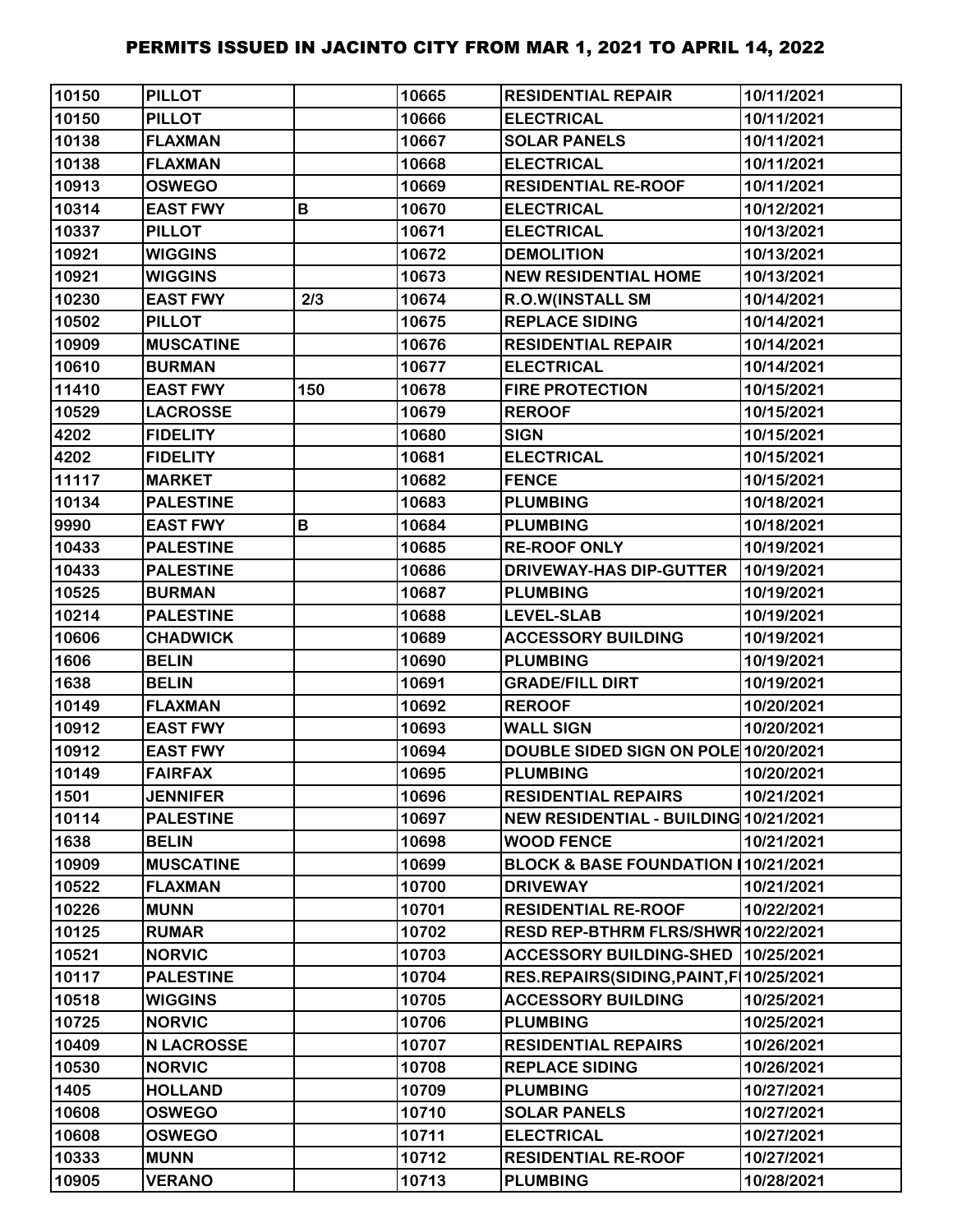# PERMITS ISSUED IN JACINTO CITY FROM MAR 1, 2021 TO APRIL 14, 2022

| | | | | | |
|---|---|---|---|---|---|
| 10150 | PILLOT | | 10665 | RESIDENTIAL REPAIR | 10/11/2021 |
| 10150 | PILLOT | | 10666 | ELECTRICAL | 10/11/2021 |
| 10138 | FLAXMAN | | 10667 | SOLAR PANELS | 10/11/2021 |
| 10138 | FLAXMAN | | 10668 | ELECTRICAL | 10/11/2021 |
| 10913 | OSWEGO | | 10669 | RESIDENTIAL RE-ROOF | 10/11/2021 |
| 10314 | EAST FWY | B | 10670 | ELECTRICAL | 10/12/2021 |
| 10337 | PILLOT | | 10671 | ELECTRICAL | 10/13/2021 |
| 10921 | WIGGINS | | 10672 | DEMOLITION | 10/13/2021 |
| 10921 | WIGGINS | | 10673 | NEW RESIDENTIAL HOME | 10/13/2021 |
| 10230 | EAST FWY | 2/3 | 10674 | R.O.W(INSTALL SM | 10/14/2021 |
| 10502 | PILLOT | | 10675 | REPLACE SIDING | 10/14/2021 |
| 10909 | MUSCATINE | | 10676 | RESIDENTIAL REPAIR | 10/14/2021 |
| 10610 | BURMAN | | 10677 | ELECTRICAL | 10/14/2021 |
| 11410 | EAST FWY | 150 | 10678 | FIRE PROTECTION | 10/15/2021 |
| 10529 | LACROSSE | | 10679 | REROOF | 10/15/2021 |
| 4202 | FIDELITY | | 10680 | SIGN | 10/15/2021 |
| 4202 | FIDELITY | | 10681 | ELECTRICAL | 10/15/2021 |
| 11117 | MARKET | | 10682 | FENCE | 10/15/2021 |
| 10134 | PALESTINE | | 10683 | PLUMBING | 10/18/2021 |
| 9990 | EAST FWY | B | 10684 | PLUMBING | 10/18/2021 |
| 10433 | PALESTINE | | 10685 | RE-ROOF ONLY | 10/19/2021 |
| 10433 | PALESTINE | | 10686 | DRIVEWAY-HAS DIP-GUTTER | 10/19/2021 |
| 10525 | BURMAN | | 10687 | PLUMBING | 10/19/2021 |
| 10214 | PALESTINE | | 10688 | LEVEL-SLAB | 10/19/2021 |
| 10606 | CHADWICK | | 10689 | ACCESSORY BUILDING | 10/19/2021 |
| 1606 | BELIN | | 10690 | PLUMBING | 10/19/2021 |
| 1638 | BELIN | | 10691 | GRADE/FILL DIRT | 10/19/2021 |
| 10149 | FLAXMAN | | 10692 | REROOF | 10/20/2021 |
| 10912 | EAST FWY | | 10693 | WALL SIGN | 10/20/2021 |
| 10912 | EAST FWY | | 10694 | DOUBLE SIDED SIGN ON POLE | 10/20/2021 |
| 10149 | FAIRFAX | | 10695 | PLUMBING | 10/20/2021 |
| 1501 | JENNIFER | | 10696 | RESIDENTIAL REPAIRS | 10/21/2021 |
| 10114 | PALESTINE | | 10697 | NEW RESIDENTIAL - BUILDING | 10/21/2021 |
| 1638 | BELIN | | 10698 | WOOD FENCE | 10/21/2021 |
| 10909 | MUSCATINE | | 10699 | BLOCK & BASE FOUNDATION I | 10/21/2021 |
| 10522 | FLAXMAN | | 10700 | DRIVEWAY | 10/21/2021 |
| 10226 | MUNN | | 10701 | RESIDENTIAL RE-ROOF | 10/22/2021 |
| 10125 | RUMAR | | 10702 | RESD REP-BTHRM FLRS/SHWR | 10/22/2021 |
| 10521 | NORVIC | | 10703 | ACCESSORY BUILDING-SHED | 10/25/2021 |
| 10117 | PALESTINE | | 10704 | RES.REPAIRS(SIDING,PAINT,FI | 10/25/2021 |
| 10518 | WIGGINS | | 10705 | ACCESSORY BUILDING | 10/25/2021 |
| 10725 | NORVIC | | 10706 | PLUMBING | 10/25/2021 |
| 10409 | N LACROSSE | | 10707 | RESIDENTIAL REPAIRS | 10/26/2021 |
| 10530 | NORVIC | | 10708 | REPLACE SIDING | 10/26/2021 |
| 1405 | HOLLAND | | 10709 | PLUMBING | 10/27/2021 |
| 10608 | OSWEGO | | 10710 | SOLAR PANELS | 10/27/2021 |
| 10608 | OSWEGO | | 10711 | ELECTRICAL | 10/27/2021 |
| 10333 | MUNN | | 10712 | RESIDENTIAL RE-ROOF | 10/27/2021 |
| 10905 | VERANO | | 10713 | PLUMBING | 10/28/2021 |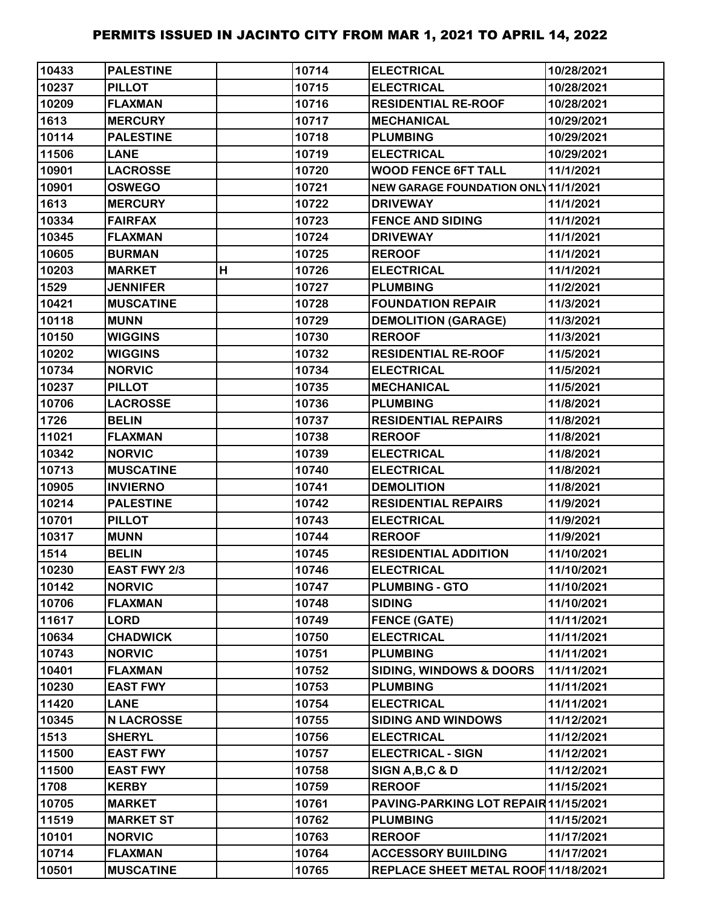| | | | | | |
|---|---|---|---|---|---|
| 10433 | PALESTINE | | 10714 | ELECTRICAL | 10/28/2021 |
| 10237 | PILLOT | | 10715 | ELECTRICAL | 10/28/2021 |
| 10209 | FLAXMAN | | 10716 | RESIDENTIAL RE-ROOF | 10/28/2021 |
| 1613 | MERCURY | | 10717 | MECHANICAL | 10/29/2021 |
| 10114 | PALESTINE | | 10718 | PLUMBING | 10/29/2021 |
| 11506 | LANE | | 10719 | ELECTRICAL | 10/29/2021 |
| 10901 | LACROSSE | | 10720 | WOOD FENCE 6FT TALL | 11/1/2021 |
| 10901 | OSWEGO | | 10721 | NEW GARAGE FOUNDATION ONLY | 11/1/2021 |
| 1613 | MERCURY | | 10722 | DRIVEWAY | 11/1/2021 |
| 10334 | FAIRFAX | | 10723 | FENCE AND SIDING | 11/1/2021 |
| 10345 | FLAXMAN | | 10724 | DRIVEWAY | 11/1/2021 |
| 10605 | BURMAN | | 10725 | REROOF | 11/1/2021 |
| 10203 | MARKET | H | 10726 | ELECTRICAL | 11/1/2021 |
| 1529 | JENNIFER | | 10727 | PLUMBING | 11/2/2021 |
| 10421 | MUSCATINE | | 10728 | FOUNDATION REPAIR | 11/3/2021 |
| 10118 | MUNN | | 10729 | DEMOLITION (GARAGE) | 11/3/2021 |
| 10150 | WIGGINS | | 10730 | REROOF | 11/3/2021 |
| 10202 | WIGGINS | | 10732 | RESIDENTIAL RE-ROOF | 11/5/2021 |
| 10734 | NORVIC | | 10734 | ELECTRICAL | 11/5/2021 |
| 10237 | PILLOT | | 10735 | MECHANICAL | 11/5/2021 |
| 10706 | LACROSSE | | 10736 | PLUMBING | 11/8/2021 |
| 1726 | BELIN | | 10737 | RESIDENTIAL REPAIRS | 11/8/2021 |
| 11021 | FLAXMAN | | 10738 | REROOF | 11/8/2021 |
| 10342 | NORVIC | | 10739 | ELECTRICAL | 11/8/2021 |
| 10713 | MUSCATINE | | 10740 | ELECTRICAL | 11/8/2021 |
| 10905 | INVIERNO | | 10741 | DEMOLITION | 11/8/2021 |
| 10214 | PALESTINE | | 10742 | RESIDENTIAL REPAIRS | 11/9/2021 |
| 10701 | PILLOT | | 10743 | ELECTRICAL | 11/9/2021 |
| 10317 | MUNN | | 10744 | REROOF | 11/9/2021 |
| 1514 | BELIN | | 10745 | RESIDENTIAL ADDITION | 11/10/2021 |
| 10230 | EAST FWY 2/3 | | 10746 | ELECTRICAL | 11/10/2021 |
| 10142 | NORVIC | | 10747 | PLUMBING - GTO | 11/10/2021 |
| 10706 | FLAXMAN | | 10748 | SIDING | 11/10/2021 |
| 11617 | LORD | | 10749 | FENCE (GATE) | 11/11/2021 |
| 10634 | CHADWICK | | 10750 | ELECTRICAL | 11/11/2021 |
| 10743 | NORVIC | | 10751 | PLUMBING | 11/11/2021 |
| 10401 | FLAXMAN | | 10752 | SIDING, WINDOWS & DOORS | 11/11/2021 |
| 10230 | EAST FWY | | 10753 | PLUMBING | 11/11/2021 |
| 11420 | LANE | | 10754 | ELECTRICAL | 11/11/2021 |
| 10345 | N LACROSSE | | 10755 | SIDING AND WINDOWS | 11/12/2021 |
| 1513 | SHERYL | | 10756 | ELECTRICAL | 11/12/2021 |
| 11500 | EAST FWY | | 10757 | ELECTRICAL - SIGN | 11/12/2021 |
| 11500 | EAST FWY | | 10758 | SIGN A,B,C & D | 11/12/2021 |
| 1708 | KERBY | | 10759 | REROOF | 11/15/2021 |
| 10705 | MARKET | | 10761 | PAVING-PARKING LOT REPAIR | 11/15/2021 |
| 11519 | MARKET ST | | 10762 | PLUMBING | 11/15/2021 |
| 10101 | NORVIC | | 10763 | REROOF | 11/17/2021 |
| 10714 | FLAXMAN | | 10764 | ACCESSORY BUIILDING | 11/17/2021 |
| 10501 | MUSCATINE | | 10765 | REPLACE SHEET METAL ROOF | 11/18/2021 |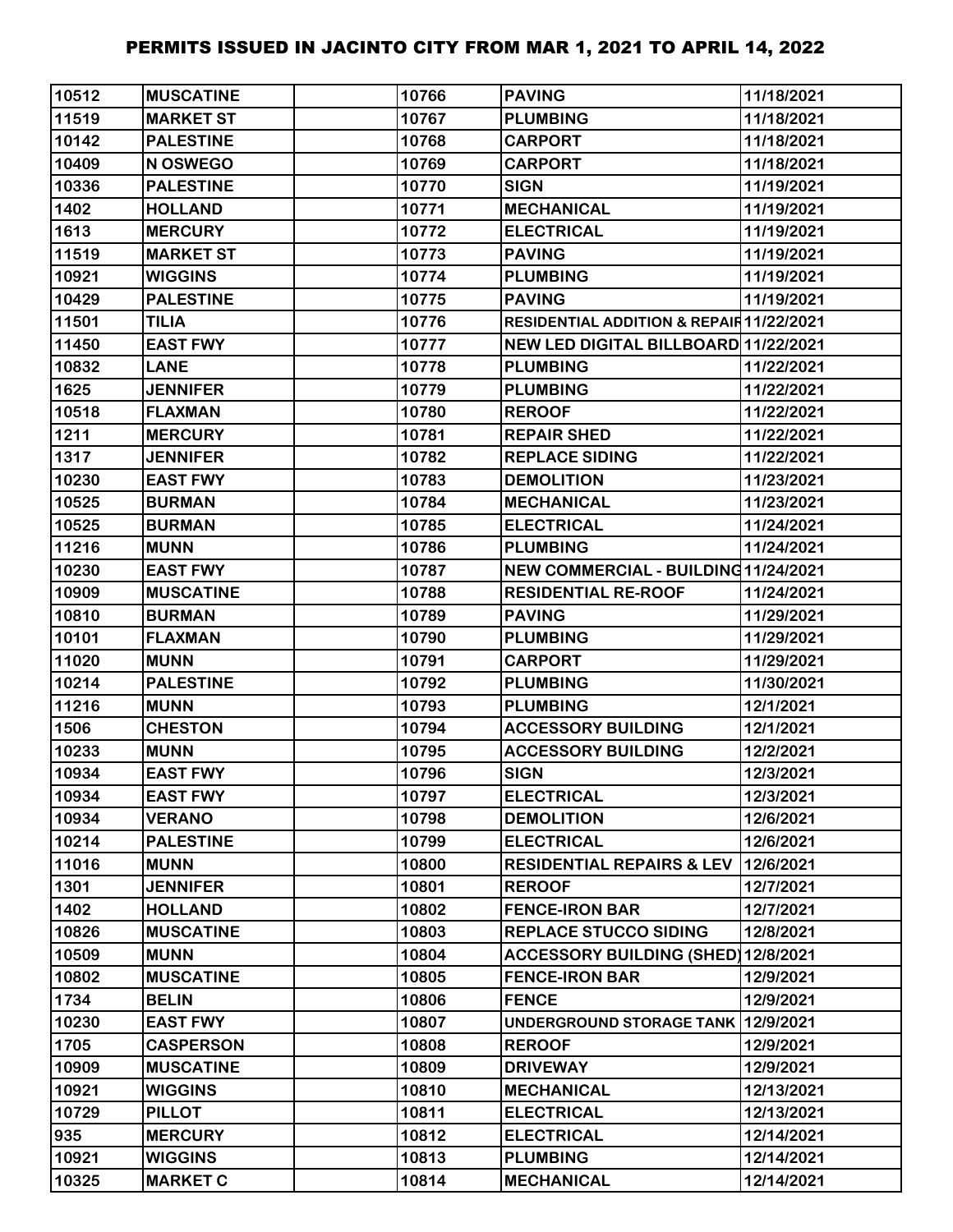| | | | | | |
|---|---|---|---|---|---|
| 10512 | MUSCATINE | | 10766 | PAVING | 11/18/2021 |
| 11519 | MARKET ST | | 10767 | PLUMBING | 11/18/2021 |
| 10142 | PALESTINE | | 10768 | CARPORT | 11/18/2021 |
| 10409 | N OSWEGO | | 10769 | CARPORT | 11/18/2021 |
| 10336 | PALESTINE | | 10770 | SIGN | 11/19/2021 |
| 1402 | HOLLAND | | 10771 | MECHANICAL | 11/19/2021 |
| 1613 | MERCURY | | 10772 | ELECTRICAL | 11/19/2021 |
| 11519 | MARKET ST | | 10773 | PAVING | 11/19/2021 |
| 10921 | WIGGINS | | 10774 | PLUMBING | 11/19/2021 |
| 10429 | PALESTINE | | 10775 | PAVING | 11/19/2021 |
| 11501 | TILIA | | 10776 | RESIDENTIAL ADDITION & REPAIR | 11/22/2021 |
| 11450 | EAST FWY | | 10777 | NEW LED DIGITAL BILLBOARD | 11/22/2021 |
| 10832 | LANE | | 10778 | PLUMBING | 11/22/2021 |
| 1625 | JENNIFER | | 10779 | PLUMBING | 11/22/2021 |
| 10518 | FLAXMAN | | 10780 | REROOF | 11/22/2021 |
| 1211 | MERCURY | | 10781 | REPAIR SHED | 11/22/2021 |
| 1317 | JENNIFER | | 10782 | REPLACE SIDING | 11/22/2021 |
| 10230 | EAST FWY | | 10783 | DEMOLITION | 11/23/2021 |
| 10525 | BURMAN | | 10784 | MECHANICAL | 11/23/2021 |
| 10525 | BURMAN | | 10785 | ELECTRICAL | 11/24/2021 |
| 11216 | MUNN | | 10786 | PLUMBING | 11/24/2021 |
| 10230 | EAST FWY | | 10787 | NEW COMMERCIAL - BUILDING | 11/24/2021 |
| 10909 | MUSCATINE | | 10788 | RESIDENTIAL RE-ROOF | 11/24/2021 |
| 10810 | BURMAN | | 10789 | PAVING | 11/29/2021 |
| 10101 | FLAXMAN | | 10790 | PLUMBING | 11/29/2021 |
| 11020 | MUNN | | 10791 | CARPORT | 11/29/2021 |
| 10214 | PALESTINE | | 10792 | PLUMBING | 11/30/2021 |
| 11216 | MUNN | | 10793 | PLUMBING | 12/1/2021 |
| 1506 | CHESTON | | 10794 | ACCESSORY BUILDING | 12/1/2021 |
| 10233 | MUNN | | 10795 | ACCESSORY BUILDING | 12/2/2021 |
| 10934 | EAST FWY | | 10796 | SIGN | 12/3/2021 |
| 10934 | EAST FWY | | 10797 | ELECTRICAL | 12/3/2021 |
| 10934 | VERANO | | 10798 | DEMOLITION | 12/6/2021 |
| 10214 | PALESTINE | | 10799 | ELECTRICAL | 12/6/2021 |
| 11016 | MUNN | | 10800 | RESIDENTIAL REPAIRS & LEV | 12/6/2021 |
| 1301 | JENNIFER | | 10801 | REROOF | 12/7/2021 |
| 1402 | HOLLAND | | 10802 | FENCE-IRON BAR | 12/7/2021 |
| 10826 | MUSCATINE | | 10803 | REPLACE STUCCO SIDING | 12/8/2021 |
| 10509 | MUNN | | 10804 | ACCESSORY BUILDING (SHED) | 12/8/2021 |
| 10802 | MUSCATINE | | 10805 | FENCE-IRON BAR | 12/9/2021 |
| 1734 | BELIN | | 10806 | FENCE | 12/9/2021 |
| 10230 | EAST FWY | | 10807 | UNDERGROUND STORAGE TANK | 12/9/2021 |
| 1705 | CASPERSON | | 10808 | REROOF | 12/9/2021 |
| 10909 | MUSCATINE | | 10809 | DRIVEWAY | 12/9/2021 |
| 10921 | WIGGINS | | 10810 | MECHANICAL | 12/13/2021 |
| 10729 | PILLOT | | 10811 | ELECTRICAL | 12/13/2021 |
| 935 | MERCURY | | 10812 | ELECTRICAL | 12/14/2021 |
| 10921 | WIGGINS | | 10813 | PLUMBING | 12/14/2021 |
| 10325 | MARKET C | | 10814 | MECHANICAL | 12/14/2021 |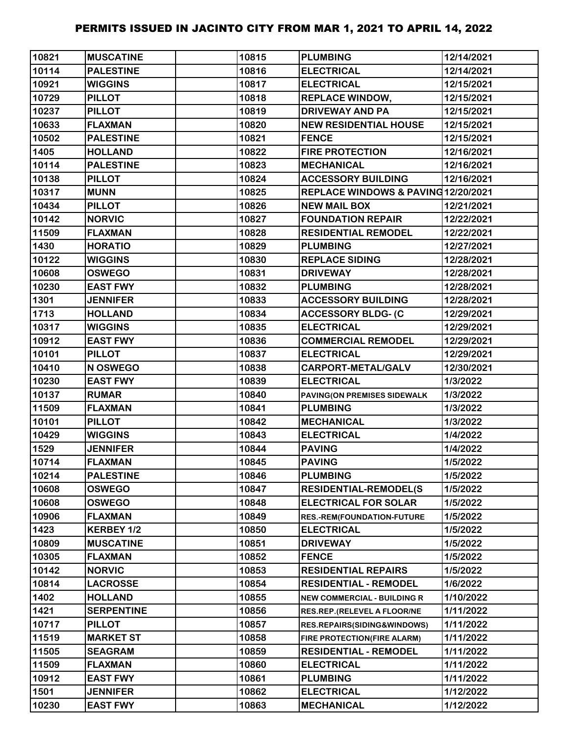# PERMITS ISSUED IN JACINTO CITY FROM MAR 1, 2021 TO APRIL 14, 2022

| | | | | | |
|---|---|---|---|---|---|
| 10821 | MUSCATINE | | 10815 | PLUMBING | 12/14/2021 |
| 10114 | PALESTINE | | 10816 | ELECTRICAL | 12/14/2021 |
| 10921 | WIGGINS | | 10817 | ELECTRICAL | 12/15/2021 |
| 10729 | PILLOT | | 10818 | REPLACE WINDOW, | 12/15/2021 |
| 10237 | PILLOT | | 10819 | DRIVEWAY AND PA | 12/15/2021 |
| 10633 | FLAXMAN | | 10820 | NEW RESIDENTIAL HOUSE | 12/15/2021 |
| 10502 | PALESTINE | | 10821 | FENCE | 12/15/2021 |
| 1405 | HOLLAND | | 10822 | FIRE PROTECTION | 12/16/2021 |
| 10114 | PALESTINE | | 10823 | MECHANICAL | 12/16/2021 |
| 10138 | PILLOT | | 10824 | ACCESSORY BUILDING | 12/16/2021 |
| 10317 | MUNN | | 10825 | REPLACE WINDOWS & PAVING | 12/20/2021 |
| 10434 | PILLOT | | 10826 | NEW MAIL BOX | 12/21/2021 |
| 10142 | NORVIC | | 10827 | FOUNDATION REPAIR | 12/22/2021 |
| 11509 | FLAXMAN | | 10828 | RESIDENTIAL REMODEL | 12/22/2021 |
| 1430 | HORATIO | | 10829 | PLUMBING | 12/27/2021 |
| 10122 | WIGGINS | | 10830 | REPLACE SIDING | 12/28/2021 |
| 10608 | OSWEGO | | 10831 | DRIVEWAY | 12/28/2021 |
| 10230 | EAST FWY | | 10832 | PLUMBING | 12/28/2021 |
| 1301 | JENNIFER | | 10833 | ACCESSORY BUILDING | 12/28/2021 |
| 1713 | HOLLAND | | 10834 | ACCESSORY BLDG- (C | 12/29/2021 |
| 10317 | WIGGINS | | 10835 | ELECTRICAL | 12/29/2021 |
| 10912 | EAST FWY | | 10836 | COMMERCIAL REMODEL | 12/29/2021 |
| 10101 | PILLOT | | 10837 | ELECTRICAL | 12/29/2021 |
| 10410 | N OSWEGO | | 10838 | CARPORT-METAL/GALV | 12/30/2021 |
| 10230 | EAST FWY | | 10839 | ELECTRICAL | 1/3/2022 |
| 10137 | RUMAR | | 10840 | PAVING(ON PREMISES SIDEWALK | 1/3/2022 |
| 11509 | FLAXMAN | | 10841 | PLUMBING | 1/3/2022 |
| 10101 | PILLOT | | 10842 | MECHANICAL | 1/3/2022 |
| 10429 | WIGGINS | | 10843 | ELECTRICAL | 1/4/2022 |
| 1529 | JENNIFER | | 10844 | PAVING | 1/4/2022 |
| 10714 | FLAXMAN | | 10845 | PAVING | 1/5/2022 |
| 10214 | PALESTINE | | 10846 | PLUMBING | 1/5/2022 |
| 10608 | OSWEGO | | 10847 | RESIDENTIAL-REMODEL(S | 1/5/2022 |
| 10608 | OSWEGO | | 10848 | ELECTRICAL FOR SOLAR | 1/5/2022 |
| 10906 | FLAXMAN | | 10849 | RES.-REM(FOUNDATION-FUTURE | 1/5/2022 |
| 1423 | KERBEY 1/2 | | 10850 | ELECTRICAL | 1/5/2022 |
| 10809 | MUSCATINE | | 10851 | DRIVEWAY | 1/5/2022 |
| 10305 | FLAXMAN | | 10852 | FENCE | 1/5/2022 |
| 10142 | NORVIC | | 10853 | RESIDENTIAL REPAIRS | 1/5/2022 |
| 10814 | LACROSSE | | 10854 | RESIDENTIAL - REMODEL | 1/6/2022 |
| 1402 | HOLLAND | | 10855 | NEW COMMERCIAL - BUILDING R | 1/10/2022 |
| 1421 | SERPENTINE | | 10856 | RES.REP.(RELEVEL A FLOOR/NE | 1/11/2022 |
| 10717 | PILLOT | | 10857 | RES.REPAIRS(SIDING&WINDOWS) | 1/11/2022 |
| 11519 | MARKET ST | | 10858 | FIRE PROTECTION(FIRE ALARM) | 1/11/2022 |
| 11505 | SEAGRAM | | 10859 | RESIDENTIAL - REMODEL | 1/11/2022 |
| 11509 | FLAXMAN | | 10860 | ELECTRICAL | 1/11/2022 |
| 10912 | EAST FWY | | 10861 | PLUMBING | 1/11/2022 |
| 1501 | JENNIFER | | 10862 | ELECTRICAL | 1/12/2022 |
| 10230 | EAST FWY | | 10863 | MECHANICAL | 1/12/2022 |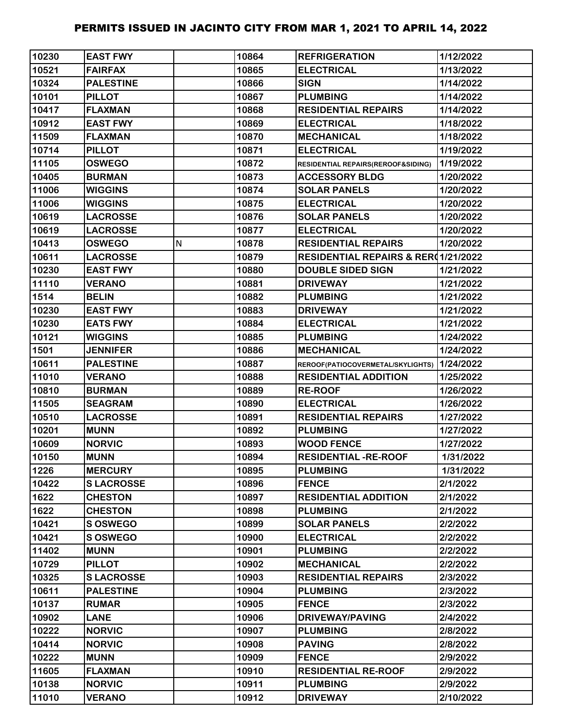# PERMITS ISSUED IN JACINTO CITY FROM MAR 1, 2021 TO APRIL 14, 2022

| | | | | | |
|---|---|---|---|---|---|
| 10230 | EAST FWY | | 10864 | REFRIGERATION | 1/12/2022 |
| 10521 | FAIRFAX | | 10865 | ELECTRICAL | 1/13/2022 |
| 10324 | PALESTINE | | 10866 | SIGN | 1/14/2022 |
| 10101 | PILLOT | | 10867 | PLUMBING | 1/14/2022 |
| 10417 | FLAXMAN | | 10868 | RESIDENTIAL REPAIRS | 1/14/2022 |
| 10912 | EAST FWY | | 10869 | ELECTRICAL | 1/18/2022 |
| 11509 | FLAXMAN | | 10870 | MECHANICAL | 1/18/2022 |
| 10714 | PILLOT | | 10871 | ELECTRICAL | 1/19/2022 |
| 11105 | OSWEGO | | 10872 | RESIDENTIAL REPAIRS(REROOF&SIDING) | 1/19/2022 |
| 10405 | BURMAN | | 10873 | ACCESSORY BLDG | 1/20/2022 |
| 11006 | WIGGINS | | 10874 | SOLAR PANELS | 1/20/2022 |
| 11006 | WIGGINS | | 10875 | ELECTRICAL | 1/20/2022 |
| 10619 | LACROSSE | | 10876 | SOLAR PANELS | 1/20/2022 |
| 10619 | LACROSSE | | 10877 | ELECTRICAL | 1/20/2022 |
| 10413 | OSWEGO | N | 10878 | RESIDENTIAL REPAIRS | 1/20/2022 |
| 10611 | LACROSSE | | 10879 | RESIDENTIAL REPAIRS & RER | 1/21/2022 |
| 10230 | EAST FWY | | 10880 | DOUBLE SIDED SIGN | 1/21/2022 |
| 11110 | VERANO | | 10881 | DRIVEWAY | 1/21/2022 |
| 1514 | BELIN | | 10882 | PLUMBING | 1/21/2022 |
| 10230 | EAST FWY | | 10883 | DRIVEWAY | 1/21/2022 |
| 10230 | EATS FWY | | 10884 | ELECTRICAL | 1/21/2022 |
| 10121 | WIGGINS | | 10885 | PLUMBING | 1/24/2022 |
| 1501 | JENNIFER | | 10886 | MECHANICAL | 1/24/2022 |
| 10611 | PALESTINE | | 10887 | REROOF(PATIOCOVERMETAL/SKYLIGHTS) | 1/24/2022 |
| 11010 | VERANO | | 10888 | RESIDENTIAL ADDITION | 1/25/2022 |
| 10810 | BURMAN | | 10889 | RE-ROOF | 1/26/2022 |
| 11505 | SEAGRAM | | 10890 | ELECTRICAL | 1/26/2022 |
| 10510 | LACROSSE | | 10891 | RESIDENTIAL REPAIRS | 1/27/2022 |
| 10201 | MUNN | | 10892 | PLUMBING | 1/27/2022 |
| 10609 | NORVIC | | 10893 | WOOD FENCE | 1/27/2022 |
| 10150 | MUNN | | 10894 | RESIDENTIAL -RE-ROOF | 1/31/2022 |
| 1226 | MERCURY | | 10895 | PLUMBING | 1/31/2022 |
| 10422 | S LACROSSE | | 10896 | FENCE | 2/1/2022 |
| 1622 | CHESTON | | 10897 | RESIDENTIAL ADDITION | 2/1/2022 |
| 1622 | CHESTON | | 10898 | PLUMBING | 2/1/2022 |
| 10421 | S OSWEGO | | 10899 | SOLAR PANELS | 2/2/2022 |
| 10421 | S OSWEGO | | 10900 | ELECTRICAL | 2/2/2022 |
| 11402 | MUNN | | 10901 | PLUMBING | 2/2/2022 |
| 10729 | PILLOT | | 10902 | MECHANICAL | 2/2/2022 |
| 10325 | S LACROSSE | | 10903 | RESIDENTIAL REPAIRS | 2/3/2022 |
| 10611 | PALESTINE | | 10904 | PLUMBING | 2/3/2022 |
| 10137 | RUMAR | | 10905 | FENCE | 2/3/2022 |
| 10902 | LANE | | 10906 | DRIVEWAY/PAVING | 2/4/2022 |
| 10222 | NORVIC | | 10907 | PLUMBING | 2/8/2022 |
| 10414 | NORVIC | | 10908 | PAVING | 2/8/2022 |
| 10222 | MUNN | | 10909 | FENCE | 2/9/2022 |
| 11605 | FLAXMAN | | 10910 | RESIDENTIAL RE-ROOF | 2/9/2022 |
| 10138 | NORVIC | | 10911 | PLUMBING | 2/9/2022 |
| 11010 | VERANO | | 10912 | DRIVEWAY | 2/10/2022 |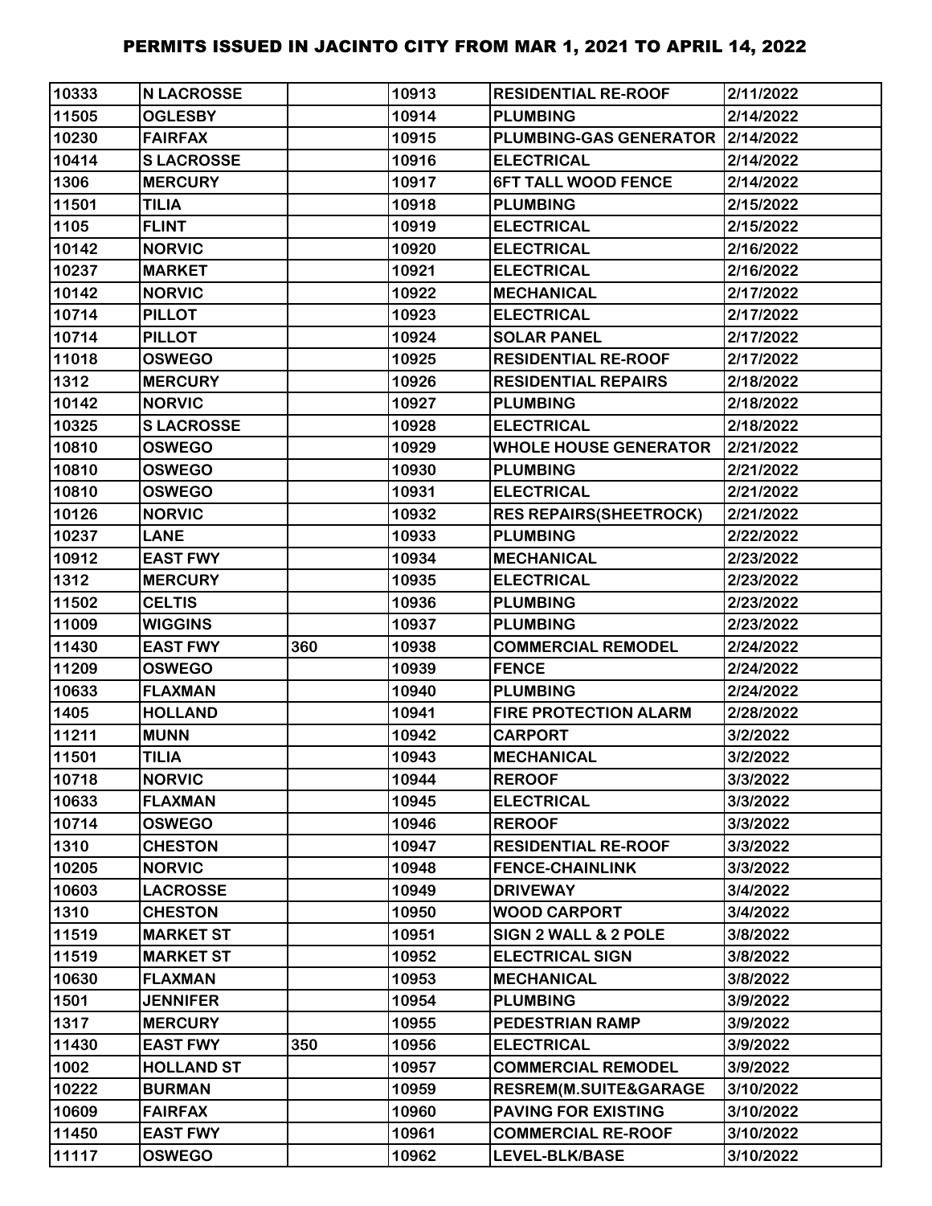# PERMITS ISSUED IN JACINTO CITY FROM MAR 1, 2021 TO APRIL 14, 2022

| | | | | | |
|---|---|---|---|---|---|
| 10333 | N LACROSSE | | 10913 | RESIDENTIAL RE-ROOF | 2/11/2022 |
| 11505 | OGLESBY | | 10914 | PLUMBING | 2/14/2022 |
| 10230 | FAIRFAX | | 10915 | PLUMBING-GAS GENERATOR | 2/14/2022 |
| 10414 | S LACROSSE | | 10916 | ELECTRICAL | 2/14/2022 |
| 1306 | MERCURY | | 10917 | 6FT TALL WOOD FENCE | 2/14/2022 |
| 11501 | TILIA | | 10918 | PLUMBING | 2/15/2022 |
| 1105 | FLINT | | 10919 | ELECTRICAL | 2/15/2022 |
| 10142 | NORVIC | | 10920 | ELECTRICAL | 2/16/2022 |
| 10237 | MARKET | | 10921 | ELECTRICAL | 2/16/2022 |
| 10142 | NORVIC | | 10922 | MECHANICAL | 2/17/2022 |
| 10714 | PILLOT | | 10923 | ELECTRICAL | 2/17/2022 |
| 10714 | PILLOT | | 10924 | SOLAR PANEL | 2/17/2022 |
| 11018 | OSWEGO | | 10925 | RESIDENTIAL RE-ROOF | 2/17/2022 |
| 1312 | MERCURY | | 10926 | RESIDENTIAL REPAIRS | 2/18/2022 |
| 10142 | NORVIC | | 10927 | PLUMBING | 2/18/2022 |
| 10325 | S LACROSSE | | 10928 | ELECTRICAL | 2/18/2022 |
| 10810 | OSWEGO | | 10929 | WHOLE HOUSE GENERATOR | 2/21/2022 |
| 10810 | OSWEGO | | 10930 | PLUMBING | 2/21/2022 |
| 10810 | OSWEGO | | 10931 | ELECTRICAL | 2/21/2022 |
| 10126 | NORVIC | | 10932 | RES REPAIRS(SHEETROCK) | 2/21/2022 |
| 10237 | LANE | | 10933 | PLUMBING | 2/22/2022 |
| 10912 | EAST FWY | | 10934 | MECHANICAL | 2/23/2022 |
| 1312 | MERCURY | | 10935 | ELECTRICAL | 2/23/2022 |
| 11502 | CELTIS | | 10936 | PLUMBING | 2/23/2022 |
| 11009 | WIGGINS | | 10937 | PLUMBING | 2/23/2022 |
| 11430 | EAST FWY | 360 | 10938 | COMMERCIAL REMODEL | 2/24/2022 |
| 11209 | OSWEGO | | 10939 | FENCE | 2/24/2022 |
| 10633 | FLAXMAN | | 10940 | PLUMBING | 2/24/2022 |
| 1405 | HOLLAND | | 10941 | FIRE PROTECTION ALARM | 2/28/2022 |
| 11211 | MUNN | | 10942 | CARPORT | 3/2/2022 |
| 11501 | TILIA | | 10943 | MECHANICAL | 3/2/2022 |
| 10718 | NORVIC | | 10944 | REROOF | 3/3/2022 |
| 10633 | FLAXMAN | | 10945 | ELECTRICAL | 3/3/2022 |
| 10714 | OSWEGO | | 10946 | REROOF | 3/3/2022 |
| 1310 | CHESTON | | 10947 | RESIDENTIAL RE-ROOF | 3/3/2022 |
| 10205 | NORVIC | | 10948 | FENCE-CHAINLINK | 3/3/2022 |
| 10603 | LACROSSE | | 10949 | DRIVEWAY | 3/4/2022 |
| 1310 | CHESTON | | 10950 | WOOD CARPORT | 3/4/2022 |
| 11519 | MARKET ST | | 10951 | SIGN 2 WALL & 2 POLE | 3/8/2022 |
| 11519 | MARKET ST | | 10952 | ELECTRICAL SIGN | 3/8/2022 |
| 10630 | FLAXMAN | | 10953 | MECHANICAL | 3/8/2022 |
| 1501 | JENNIFER | | 10954 | PLUMBING | 3/9/2022 |
| 1317 | MERCURY | | 10955 | PEDESTRIAN RAMP | 3/9/2022 |
| 11430 | EAST FWY | 350 | 10956 | ELECTRICAL | 3/9/2022 |
| 1002 | HOLLAND ST | | 10957 | COMMERCIAL REMODEL | 3/9/2022 |
| 10222 | BURMAN | | 10959 | RESREM(M.SUITE&GARAGE | 3/10/2022 |
| 10609 | FAIRFAX | | 10960 | PAVING FOR EXISTING | 3/10/2022 |
| 11450 | EAST FWY | | 10961 | COMMERCIAL RE-ROOF | 3/10/2022 |
| 11117 | OSWEGO | | 10962 | LEVEL-BLK/BASE | 3/10/2022 |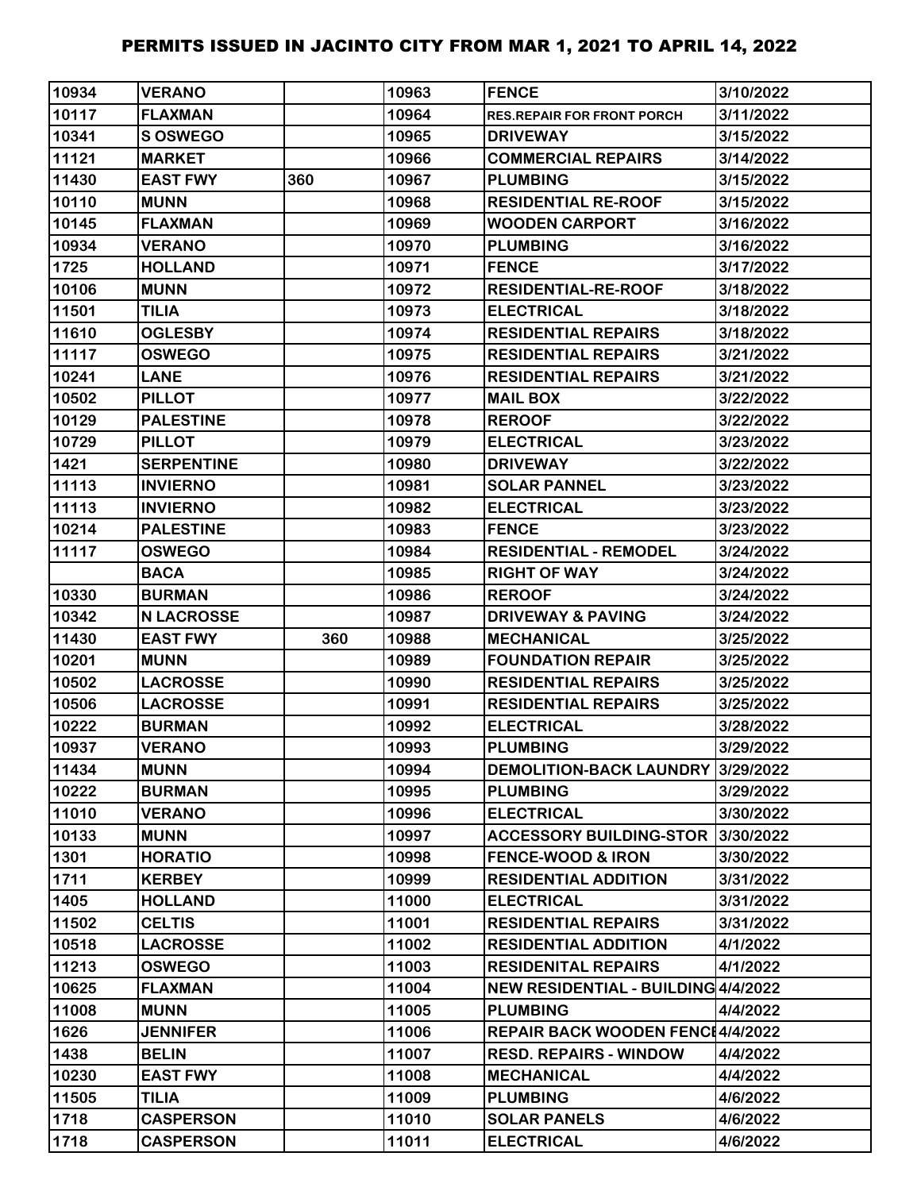# PERMITS ISSUED IN JACINTO CITY FROM MAR 1, 2021 TO APRIL 14, 2022

| | | | | | |
|---|---|---|---|---|---|
| 10934 | VERANO | | 10963 | FENCE | 3/10/2022 |
| 10117 | FLAXMAN | | 10964 | RES.REPAIR FOR FRONT PORCH | 3/11/2022 |
| 10341 | S OSWEGO | | 10965 | DRIVEWAY | 3/15/2022 |
| 11121 | MARKET | | 10966 | COMMERCIAL REPAIRS | 3/14/2022 |
| 11430 | EAST FWY | 360 | 10967 | PLUMBING | 3/15/2022 |
| 10110 | MUNN | | 10968 | RESIDENTIAL RE-ROOF | 3/15/2022 |
| 10145 | FLAXMAN | | 10969 | WOODEN CARPORT | 3/16/2022 |
| 10934 | VERANO | | 10970 | PLUMBING | 3/16/2022 |
| 1725 | HOLLAND | | 10971 | FENCE | 3/17/2022 |
| 10106 | MUNN | | 10972 | RESIDENTIAL-RE-ROOF | 3/18/2022 |
| 11501 | TILIA | | 10973 | ELECTRICAL | 3/18/2022 |
| 11610 | OGLESBY | | 10974 | RESIDENTIAL REPAIRS | 3/18/2022 |
| 11117 | OSWEGO | | 10975 | RESIDENTIAL REPAIRS | 3/21/2022 |
| 10241 | LANE | | 10976 | RESIDENTIAL REPAIRS | 3/21/2022 |
| 10502 | PILLOT | | 10977 | MAIL BOX | 3/22/2022 |
| 10129 | PALESTINE | | 10978 | REROOF | 3/22/2022 |
| 10729 | PILLOT | | 10979 | ELECTRICAL | 3/23/2022 |
| 1421 | SERPENTINE | | 10980 | DRIVEWAY | 3/22/2022 |
| 11113 | INVIERNO | | 10981 | SOLAR PANNEL | 3/23/2022 |
| 11113 | INVIERNO | | 10982 | ELECTRICAL | 3/23/2022 |
| 10214 | PALESTINE | | 10983 | FENCE | 3/23/2022 |
| 11117 | OSWEGO | | 10984 | RESIDENTIAL - REMODEL | 3/24/2022 |
| | BACA | | 10985 | RIGHT OF WAY | 3/24/2022 |
| 10330 | BURMAN | | 10986 | REROOF | 3/24/2022 |
| 10342 | N LACROSSE | | 10987 | DRIVEWAY & PAVING | 3/24/2022 |
| 11430 | EAST FWY | 360 | 10988 | MECHANICAL | 3/25/2022 |
| 10201 | MUNN | | 10989 | FOUNDATION REPAIR | 3/25/2022 |
| 10502 | LACROSSE | | 10990 | RESIDENTIAL REPAIRS | 3/25/2022 |
| 10506 | LACROSSE | | 10991 | RESIDENTIAL REPAIRS | 3/25/2022 |
| 10222 | BURMAN | | 10992 | ELECTRICAL | 3/28/2022 |
| 10937 | VERANO | | 10993 | PLUMBING | 3/29/2022 |
| 11434 | MUNN | | 10994 | DEMOLITION-BACK LAUNDRY | 3/29/2022 |
| 10222 | BURMAN | | 10995 | PLUMBING | 3/29/2022 |
| 11010 | VERANO | | 10996 | ELECTRICAL | 3/30/2022 |
| 10133 | MUNN | | 10997 | ACCESSORY BUILDING-STOR | 3/30/2022 |
| 1301 | HORATIO | | 10998 | FENCE-WOOD & IRON | 3/30/2022 |
| 1711 | KERBEY | | 10999 | RESIDENTIAL ADDITION | 3/31/2022 |
| 1405 | HOLLAND | | 11000 | ELECTRICAL | 3/31/2022 |
| 11502 | CELTIS | | 11001 | RESIDENTIAL REPAIRS | 3/31/2022 |
| 10518 | LACROSSE | | 11002 | RESIDENTIAL ADDITION | 4/1/2022 |
| 11213 | OSWEGO | | 11003 | RESIDENITAL REPAIRS | 4/1/2022 |
| 10625 | FLAXMAN | | 11004 | NEW RESIDENTIAL - BUILDING | 4/4/2022 |
| 11008 | MUNN | | 11005 | PLUMBING | 4/4/2022 |
| 1626 | JENNIFER | | 11006 | REPAIR BACK WOODEN FENCE | 4/4/2022 |
| 1438 | BELIN | | 11007 | RESD. REPAIRS - WINDOW | 4/4/2022 |
| 10230 | EAST FWY | | 11008 | MECHANICAL | 4/4/2022 |
| 11505 | TILIA | | 11009 | PLUMBING | 4/6/2022 |
| 1718 | CASPERSON | | 11010 | SOLAR PANELS | 4/6/2022 |
| 1718 | CASPERSON | | 11011 | ELECTRICAL | 4/6/2022 |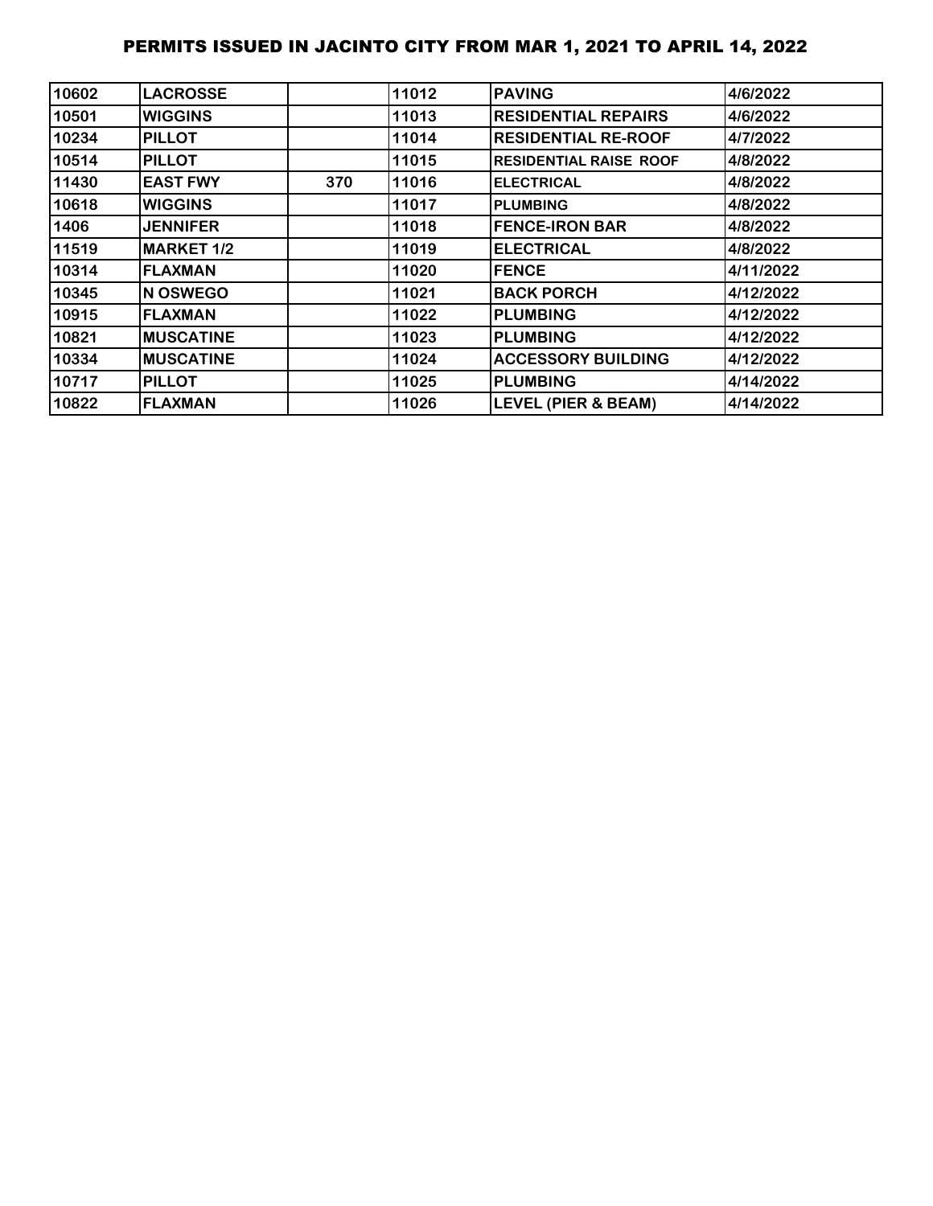| | | | | | |
|---|---|---|---|---|---|
| 10602 | **LACROSSE** | | 11012 | **PAVING** | 4/6/2022 |
| 10501 | **WIGGINS** | | 11013 | **RESIDENTIAL REPAIRS** | 4/6/2022 |
| 10234 | **PILLOT** | | 11014 | **RESIDENTIAL RE-ROOF** | 4/7/2022 |
| 10514 | **PILLOT** | | 11015 | **RESIDENTIAL RAISE ROOF** | 4/8/2022 |
| 11430 | **EAST FWY** | 370 | 11016 | **ELECTRICAL** | 4/8/2022 |
| 10618 | **WIGGINS** | | 11017 | **PLUMBING** | 4/8/2022 |
| 1406 | **JENNIFER** | | 11018 | **FENCE-IRON BAR** | 4/8/2022 |
| 11519 | **MARKET 1/2** | | 11019 | **ELECTRICAL** | 4/8/2022 |
| 10314 | **FLAXMAN** | | 11020 | **FENCE** | 4/11/2022 |
| 10345 | **N OSWEGO** | | 11021 | **BACK PORCH** | 4/12/2022 |
| 10915 | **FLAXMAN** | | 11022 | **PLUMBING** | 4/12/2022 |
| 10821 | **MUSCATINE** | | 11023 | **PLUMBING** | 4/12/2022 |
| 10334 | **MUSCATINE** | | 11024 | **ACCESSORY BUILDING** | 4/12/2022 |
| 10717 | **PILLOT** | | 11025 | **PLUMBING** | 4/14/2022 |
| 10822 | **FLAXMAN** | | 11026 | **LEVEL (PIER & BEAM)** | 4/14/2022 |